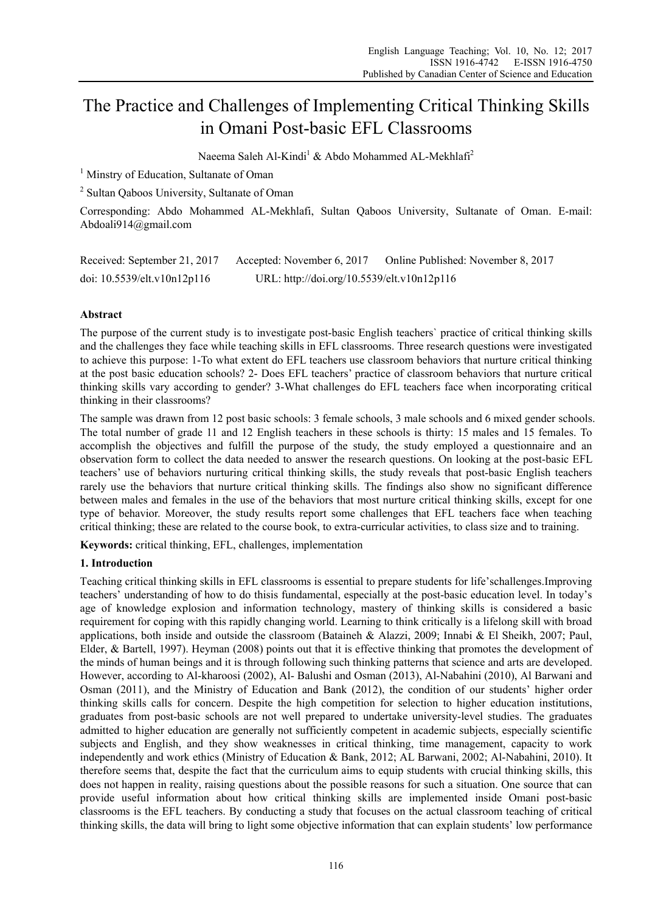# The Practice and Challenges of Implementing Critical Thinking Skills in Omani Post-basic EFL Classrooms

Naeema Saleh Al-Kindi[1] & Abdo Mohammed AL-Mekhlafi[2]

[1] Minstry of Education, Sultanate of Oman

[2] Sultan Qaboos University, Sultanate of Oman

Corresponding: Abdo Mohammed AL-Mekhlafi, Sultan Qaboos University, Sultanate of Oman. E-mail: Abdoali914@gmail.com

Received: September 21, 2017  Accepted: November 6, 2017  Online Published: November 8, 2017

doi: 10.5539/elt.v10n12p116  URL: http://doi.org/10.5539/elt.v10n12p116

## Abstract

The purpose of the current study is to investigate post-basic English teachers` practice of critical thinking skills and the challenges they face while teaching skills in EFL classrooms. Three research questions were investigated to achieve this purpose: 1-To what extent do EFL teachers use classroom behaviors that nurture critical thinking at the post basic education schools? 2- Does EFL teachers' practice of classroom behaviors that nurture critical thinking skills vary according to gender? 3-What challenges do EFL teachers face when incorporating critical thinking in their classrooms?

The sample was drawn from 12 post basic schools: 3 female schools, 3 male schools and 6 mixed gender schools. The total number of grade 11 and 12 English teachers in these schools is thirty: 15 males and 15 females. To accomplish the objectives and fulfill the purpose of the study, the study employed a questionnaire and an observation form to collect the data needed to answer the research questions. On looking at the post-basic EFL teachers' use of behaviors nurturing critical thinking skills, the study reveals that post-basic English teachers rarely use the behaviors that nurture critical thinking skills. The findings also show no significant difference between males and females in the use of the behaviors that most nurture critical thinking skills, except for one type of behavior. Moreover, the study results report some challenges that EFL teachers face when teaching critical thinking; these are related to the course book, to extra-curricular activities, to class size and to training.

**Keywords:** critical thinking, EFL, challenges, implementation

## 1. Introduction

Teaching critical thinking skills in EFL classrooms is essential to prepare students for life'schallenges.Improving teachers' understanding of how to do thisis fundamental, especially at the post-basic education level. In today's age of knowledge explosion and information technology, mastery of thinking skills is considered a basic requirement for coping with this rapidly changing world. Learning to think critically is a lifelong skill with broad applications, both inside and outside the classroom (Bataineh & Alazzi, 2009; Innabi & El Sheikh, 2007; Paul, Elder, & Bartell, 1997). Heyman (2008) points out that it is effective thinking that promotes the development of the minds of human beings and it is through following such thinking patterns that science and arts are developed. However, according to Al-kharoosi (2002), Al- Balushi and Osman (2013), Al-Nabahini (2010), Al Barwani and Osman (2011), and the Ministry of Education and Bank (2012), the condition of our students' higher order thinking skills calls for concern. Despite the high competition for selection to higher education institutions, graduates from post-basic schools are not well prepared to undertake university-level studies. The graduates admitted to higher education are generally not sufficiently competent in academic subjects, especially scientific subjects and English, and they show weaknesses in critical thinking, time management, capacity to work independently and work ethics (Ministry of Education & Bank, 2012; AL Barwani, 2002; Al-Nabahini, 2010). It therefore seems that, despite the fact that the curriculum aims to equip students with crucial thinking skills, this does not happen in reality, raising questions about the possible reasons for such a situation. One source that can provide useful information about how critical thinking skills are implemented inside Omani post-basic classrooms is the EFL teachers. By conducting a study that focuses on the actual classroom teaching of critical thinking skills, the data will bring to light some objective information that can explain students' low performance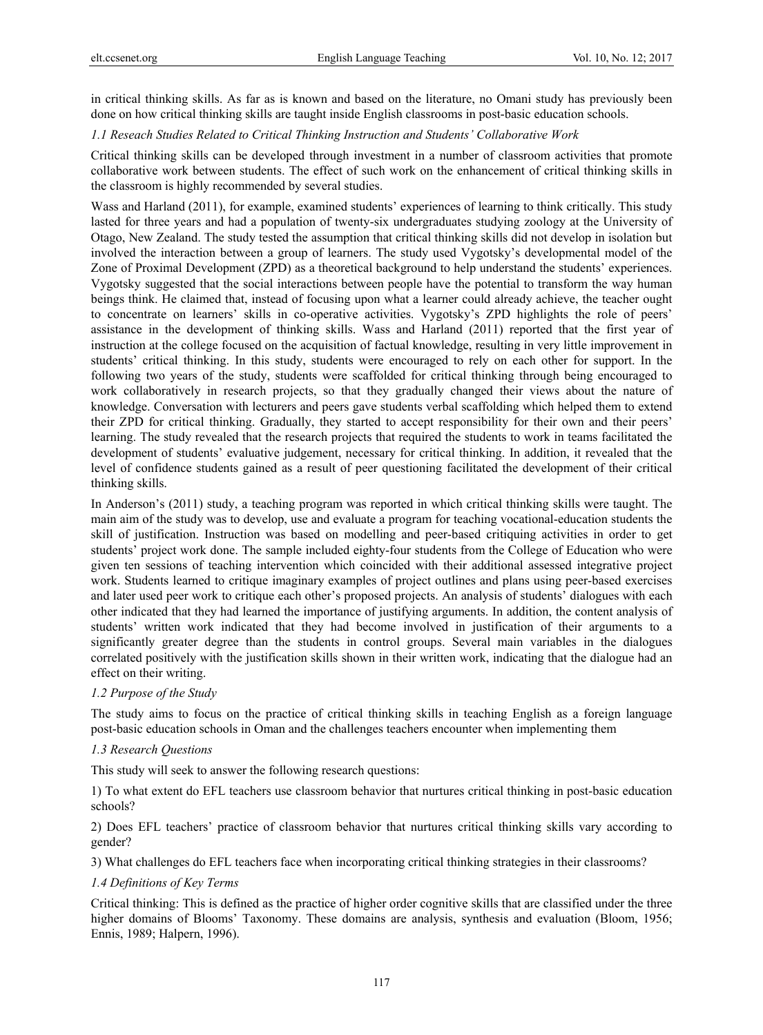in critical thinking skills. As far as is known and based on the literature, no Omani study has previously been done on how critical thinking skills are taught inside English classrooms in post-basic education schools.

### *1.1 Reseach Studies Related to Critical Thinking Instruction and Students' Collaborative Work*

Critical thinking skills can be developed through investment in a number of classroom activities that promote collaborative work between students. The effect of such work on the enhancement of critical thinking skills in the classroom is highly recommended by several studies.

Wass and Harland (2011), for example, examined students' experiences of learning to think critically. This study lasted for three years and had a population of twenty-six undergraduates studying zoology at the University of Otago, New Zealand. The study tested the assumption that critical thinking skills did not develop in isolation but involved the interaction between a group of learners. The study used Vygotsky's developmental model of the Zone of Proximal Development (ZPD) as a theoretical background to help understand the students' experiences. Vygotsky suggested that the social interactions between people have the potential to transform the way human beings think. He claimed that, instead of focusing upon what a learner could already achieve, the teacher ought to concentrate on learners' skills in co-operative activities. Vygotsky's ZPD highlights the role of peers' assistance in the development of thinking skills. Wass and Harland (2011) reported that the first year of instruction at the college focused on the acquisition of factual knowledge, resulting in very little improvement in students' critical thinking. In this study, students were encouraged to rely on each other for support. In the following two years of the study, students were scaffolded for critical thinking through being encouraged to work collaboratively in research projects, so that they gradually changed their views about the nature of knowledge. Conversation with lecturers and peers gave students verbal scaffolding which helped them to extend their ZPD for critical thinking. Gradually, they started to accept responsibility for their own and their peers' learning. The study revealed that the research projects that required the students to work in teams facilitated the development of students' evaluative judgement, necessary for critical thinking. In addition, it revealed that the level of confidence students gained as a result of peer questioning facilitated the development of their critical thinking skills.

In Anderson's (2011) study, a teaching program was reported in which critical thinking skills were taught. The main aim of the study was to develop, use and evaluate a program for teaching vocational-education students the skill of justification. Instruction was based on modelling and peer-based critiquing activities in order to get students' project work done. The sample included eighty-four students from the College of Education who were given ten sessions of teaching intervention which coincided with their additional assessed integrative project work. Students learned to critique imaginary examples of project outlines and plans using peer-based exercises and later used peer work to critique each other's proposed projects. An analysis of students' dialogues with each other indicated that they had learned the importance of justifying arguments. In addition, the content analysis of students' written work indicated that they had become involved in justification of their arguments to a significantly greater degree than the students in control groups. Several main variables in the dialogues correlated positively with the justification skills shown in their written work, indicating that the dialogue had an effect on their writing.

### *1.2 Purpose of the Study*

The study aims to focus on the practice of critical thinking skills in teaching English as a foreign language post-basic education schools in Oman and the challenges teachers encounter when implementing them

### *1.3 Research Questions*

This study will seek to answer the following research questions:

1) To what extent do EFL teachers use classroom behavior that nurtures critical thinking in post-basic education schools?

2) Does EFL teachers' practice of classroom behavior that nurtures critical thinking skills vary according to gender?

3) What challenges do EFL teachers face when incorporating critical thinking strategies in their classrooms?

### *1.4 Definitions of Key Terms*

Critical thinking: This is defined as the practice of higher order cognitive skills that are classified under the three higher domains of Blooms' Taxonomy. These domains are analysis, synthesis and evaluation (Bloom, 1956; Ennis, 1989; Halpern, 1996).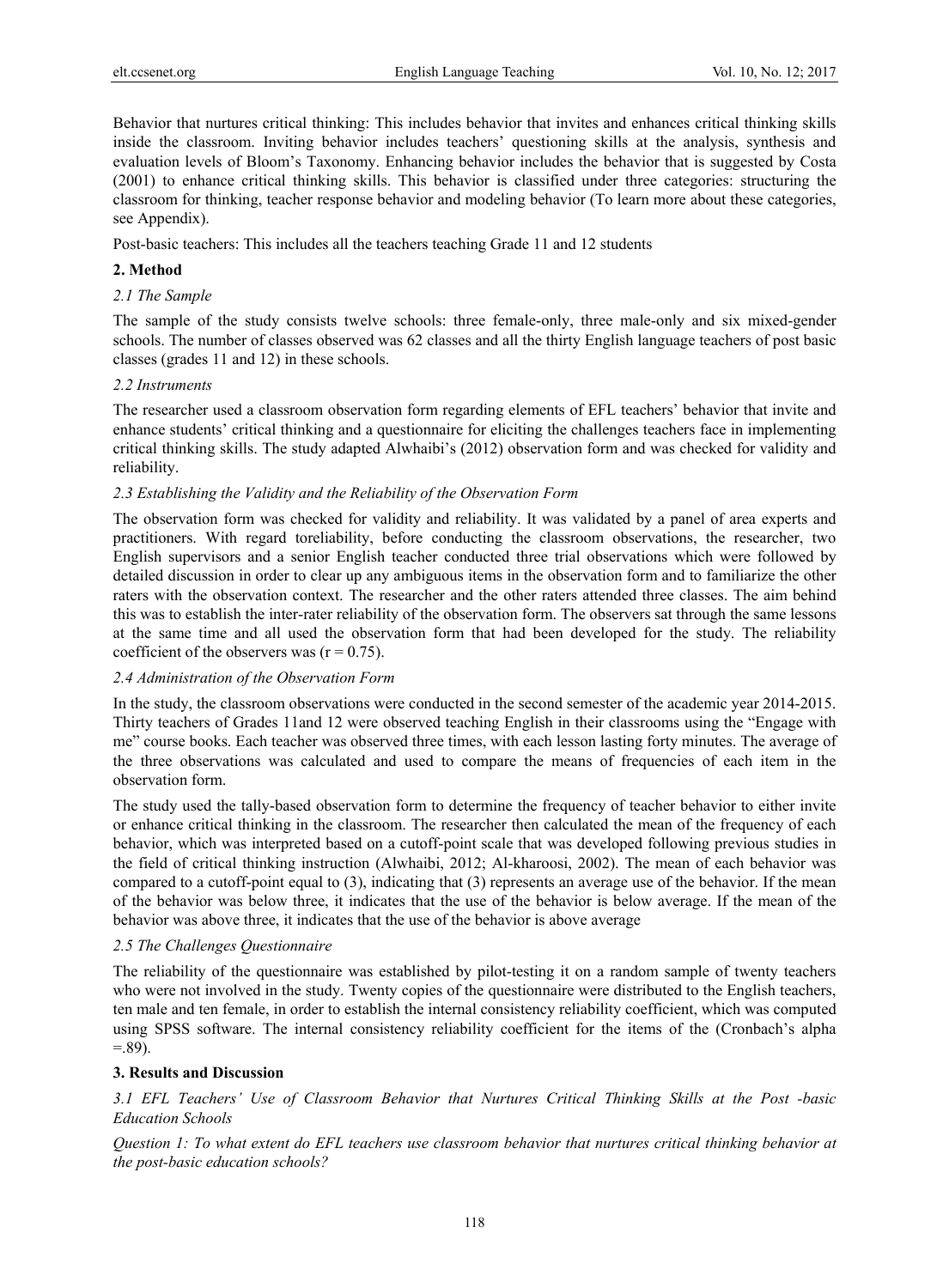Behavior that nurtures critical thinking: This includes behavior that invites and enhances critical thinking skills inside the classroom. Inviting behavior includes teachers' questioning skills at the analysis, synthesis and evaluation levels of Bloom's Taxonomy. Enhancing behavior includes the behavior that is suggested by Costa (2001) to enhance critical thinking skills. This behavior is classified under three categories: structuring the classroom for thinking, teacher response behavior and modeling behavior (To learn more about these categories, see Appendix).

Post-basic teachers: This includes all the teachers teaching Grade 11 and 12 students

## 2. Method

### *2.1 The Sample*

The sample of the study consists twelve schools: three female-only, three male-only and six mixed-gender schools. The number of classes observed was 62 classes and all the thirty English language teachers of post basic classes (grades 11 and 12) in these schools.

### *2.2 Instruments*

The researcher used a classroom observation form regarding elements of EFL teachers' behavior that invite and enhance students' critical thinking and a questionnaire for eliciting the challenges teachers face in implementing critical thinking skills. The study adapted Alwhaibi's (2012) observation form and was checked for validity and reliability.

### *2.3 Establishing the Validity and the Reliability of the Observation Form*

The observation form was checked for validity and reliability. It was validated by a panel of area experts and practitioners. With regard toreliability, before conducting the classroom observations, the researcher, two English supervisors and a senior English teacher conducted three trial observations which were followed by detailed discussion in order to clear up any ambiguous items in the observation form and to familiarize the other raters with the observation context. The researcher and the other raters attended three classes. The aim behind this was to establish the inter-rater reliability of the observation form. The observers sat through the same lessons at the same time and all used the observation form that had been developed for the study. The reliability coefficient of the observers was ($r = 0.75$).

### *2.4 Administration of the Observation Form*

In the study, the classroom observations were conducted in the second semester of the academic year 2014-2015. Thirty teachers of Grades 11and 12 were observed teaching English in their classrooms using the "Engage with me" course books. Each teacher was observed three times, with each lesson lasting forty minutes. The average of the three observations was calculated and used to compare the means of frequencies of each item in the observation form.

The study used the tally-based observation form to determine the frequency of teacher behavior to either invite or enhance critical thinking in the classroom. The researcher then calculated the mean of the frequency of each behavior, which was interpreted based on a cutoff-point scale that was developed following previous studies in the field of critical thinking instruction (Alwhaibi, 2012; Al-kharoosi, 2002). The mean of each behavior was compared to a cutoff-point equal to (3), indicating that (3) represents an average use of the behavior. If the mean of the behavior was below three, it indicates that the use of the behavior is below average. If the mean of the behavior was above three, it indicates that the use of the behavior is above average

### *2.5 The Challenges Questionnaire*

The reliability of the questionnaire was established by pilot-testing it on a random sample of twenty teachers who were not involved in the study. Twenty copies of the questionnaire were distributed to the English teachers, ten male and ten female, in order to establish the internal consistency reliability coefficient, which was computed using SPSS software. The internal consistency reliability coefficient for the items of the (Cronbach's alpha =.89).

## 3. Results and Discussion

### *3.1 EFL Teachers' Use of Classroom Behavior that Nurtures Critical Thinking Skills at the Post -basic Education Schools*

*Question 1: To what extent do EFL teachers use classroom behavior that nurtures critical thinking behavior at the post-basic education schools?*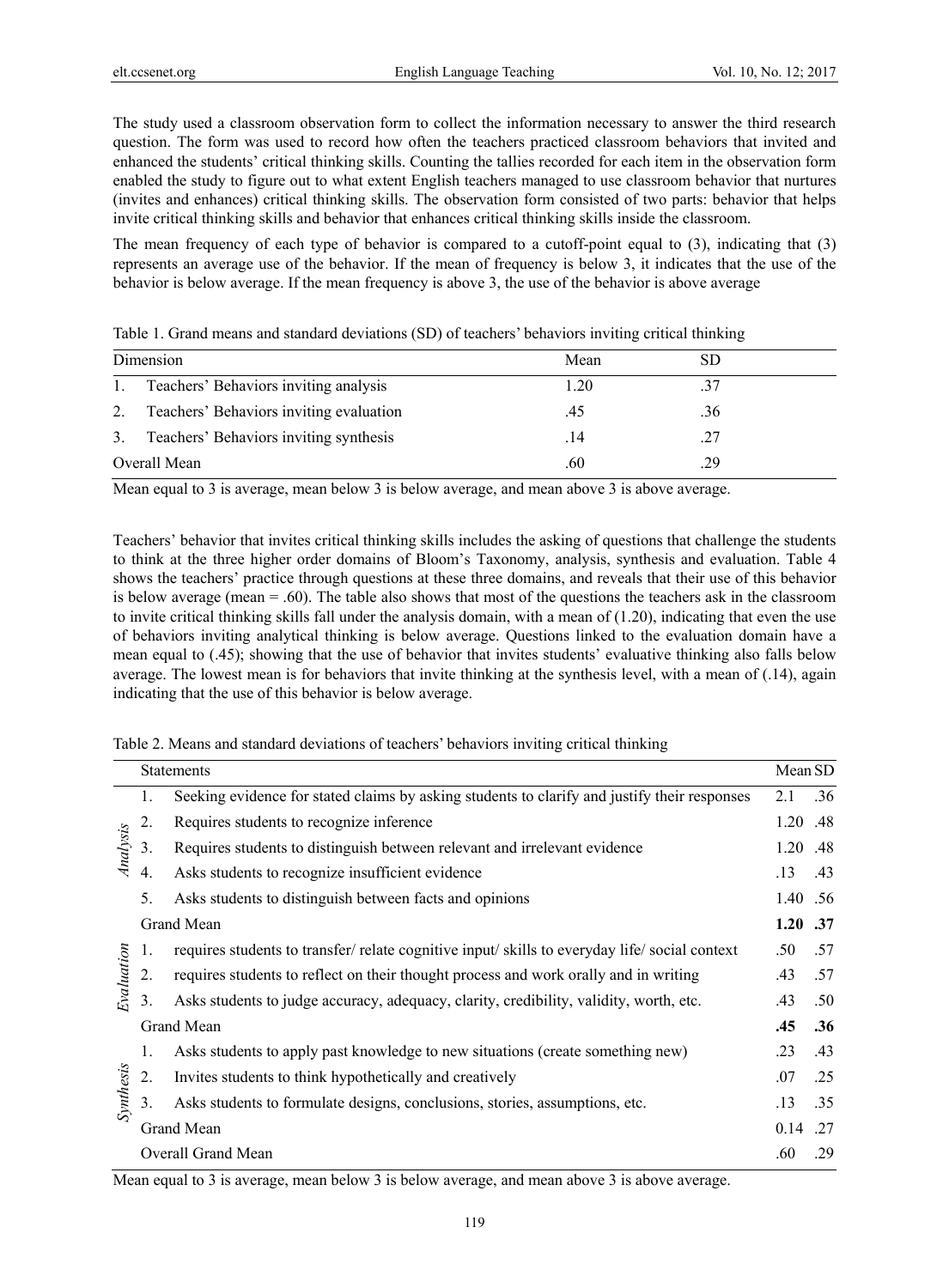The study used a classroom observation form to collect the information necessary to answer the third research question. The form was used to record how often the teachers practiced classroom behaviors that invited and enhanced the students' critical thinking skills. Counting the tallies recorded for each item in the observation form enabled the study to figure out to what extent English teachers managed to use classroom behavior that nurtures (invites and enhances) critical thinking skills. The observation form consisted of two parts: behavior that helps invite critical thinking skills and behavior that enhances critical thinking skills inside the classroom.

The mean frequency of each type of behavior is compared to a cutoff-point equal to (3), indicating that (3) represents an average use of the behavior. If the mean of frequency is below 3, it indicates that the use of the behavior is below average. If the mean frequency is above 3, the use of the behavior is above average

Table 1. Grand means and standard deviations (SD) of teachers' behaviors inviting critical thinking

| Dimension | Mean | SD |
|---|---|---|
| 1. Teachers' Behaviors inviting analysis | 1.20 | .37 |
| 2. Teachers' Behaviors inviting evaluation | .45 | .36 |
| 3. Teachers' Behaviors inviting synthesis | .14 | .27 |
| Overall Mean | .60 | .29 |

Mean equal to 3 is average, mean below 3 is below average, and mean above 3 is above average.

Teachers' behavior that invites critical thinking skills includes the asking of questions that challenge the students to think at the three higher order domains of Bloom's Taxonomy, analysis, synthesis and evaluation. Table 4 shows the teachers' practice through questions at these three domains, and reveals that their use of this behavior is below average (mean = .60). The table also shows that most of the questions the teachers ask in the classroom to invite critical thinking skills fall under the analysis domain, with a mean of (1.20), indicating that even the use of behaviors inviting analytical thinking is below average. Questions linked to the evaluation domain have a mean equal to (.45); showing that the use of behavior that invites students' evaluative thinking also falls below average. The lowest mean is for behaviors that invite thinking at the synthesis level, with a mean of (.14), again indicating that the use of this behavior is below average.

Table 2. Means and standard deviations of teachers' behaviors inviting critical thinking

| | | Statements | Mean | SD |
|---|---|---|---|---|
| *Analysis* | 1. | Seeking evidence for stated claims by asking students to clarify and justify their responses | 2.1 | .36 |
| | 2. | Requires students to recognize inference | 1.20 | .48 |
| | 3. | Requires students to distinguish between relevant and irrelevant evidence | 1.20 | .48 |
| | 4. | Asks students to recognize insufficient evidence | .13 | .43 |
| | 5. | Asks students to distinguish between facts and opinions | 1.40 | .56 |
| | | Grand Mean | **1.20** | **.37** |
| *Evaluation* | 1. | requires students to transfer/ relate cognitive input/ skills to everyday life/ social context | .50 | .57 |
| | 2. | requires students to reflect on their thought process and work orally and in writing | .43 | .57 |
| | 3. | Asks students to judge accuracy, adequacy, clarity, credibility, validity, worth, etc. | .43 | .50 |
| | | Grand Mean | **.45** | **.36** |
| *Synthesis* | 1. | Asks students to apply past knowledge to new situations (create something new) | .23 | .43 |
| | 2. | Invites students to think hypothetically and creatively | .07 | .25 |
| | 3. | Asks students to formulate designs, conclusions, stories, assumptions, etc. | .13 | .35 |
| | | Grand Mean | 0.14 | .27 |
| | | Overall Grand Mean | .60 | .29 |

Mean equal to 3 is average, mean below 3 is below average, and mean above 3 is above average.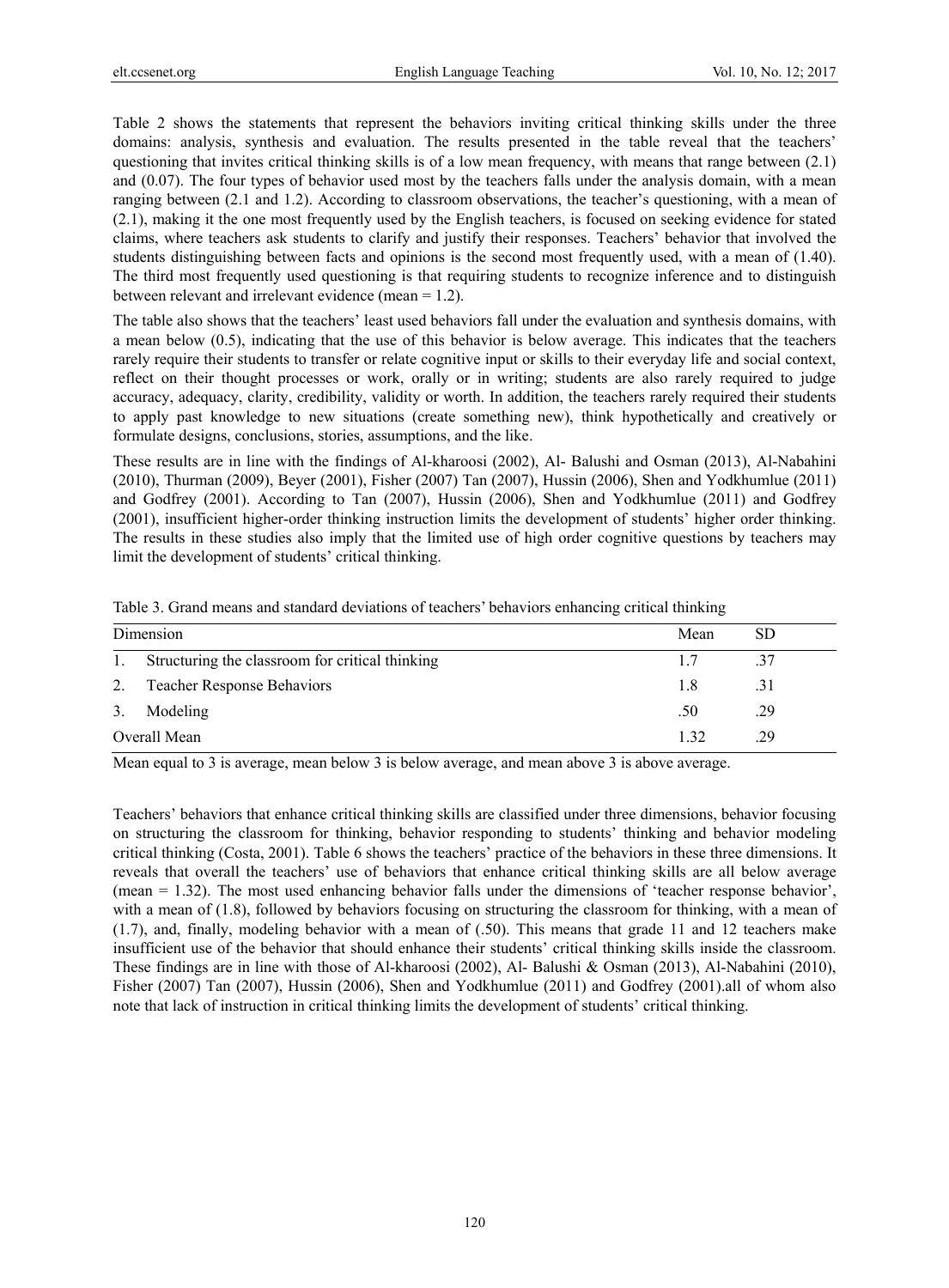Table 2 shows the statements that represent the behaviors inviting critical thinking skills under the three domains: analysis, synthesis and evaluation. The results presented in the table reveal that the teachers' questioning that invites critical thinking skills is of a low mean frequency, with means that range between (2.1) and (0.07). The four types of behavior used most by the teachers falls under the analysis domain, with a mean ranging between (2.1 and 1.2). According to classroom observations, the teacher's questioning, with a mean of (2.1), making it the one most frequently used by the English teachers, is focused on seeking evidence for stated claims, where teachers ask students to clarify and justify their responses. Teachers' behavior that involved the students distinguishing between facts and opinions is the second most frequently used, with a mean of (1.40). The third most frequently used questioning is that requiring students to recognize inference and to distinguish between relevant and irrelevant evidence (mean = 1.2).

The table also shows that the teachers' least used behaviors fall under the evaluation and synthesis domains, with a mean below (0.5), indicating that the use of this behavior is below average. This indicates that the teachers rarely require their students to transfer or relate cognitive input or skills to their everyday life and social context, reflect on their thought processes or work, orally or in writing; students are also rarely required to judge accuracy, adequacy, clarity, credibility, validity or worth. In addition, the teachers rarely required their students to apply past knowledge to new situations (create something new), think hypothetically and creatively or formulate designs, conclusions, stories, assumptions, and the like.

These results are in line with the findings of Al-kharoosi (2002), Al- Balushi and Osman (2013), Al-Nabahini (2010), Thurman (2009), Beyer (2001), Fisher (2007) Tan (2007), Hussin (2006), Shen and Yodkhumlue (2011) and Godfrey (2001). According to Tan (2007), Hussin (2006), Shen and Yodkhumlue (2011) and Godfrey (2001), insufficient higher-order thinking instruction limits the development of students' higher order thinking. The results in these studies also imply that the limited use of high order cognitive questions by teachers may limit the development of students' critical thinking.

Table 3. Grand means and standard deviations of teachers' behaviors enhancing critical thinking

| Dimension | Mean | SD |
|---|---|---|
| 1. Structuring the classroom for critical thinking | 1.7 | .37 |
| 2. Teacher Response Behaviors | 1.8 | .31 |
| 3. Modeling | .50 | .29 |
| Overall Mean | 1.32 | .29 |

Mean equal to 3 is average, mean below 3 is below average, and mean above 3 is above average.

Teachers' behaviors that enhance critical thinking skills are classified under three dimensions, behavior focusing on structuring the classroom for thinking, behavior responding to students' thinking and behavior modeling critical thinking (Costa, 2001). Table 6 shows the teachers' practice of the behaviors in these three dimensions. It reveals that overall the teachers' use of behaviors that enhance critical thinking skills are all below average (mean = 1.32). The most used enhancing behavior falls under the dimensions of 'teacher response behavior', with a mean of (1.8), followed by behaviors focusing on structuring the classroom for thinking, with a mean of (1.7), and, finally, modeling behavior with a mean of (.50). This means that grade 11 and 12 teachers make insufficient use of the behavior that should enhance their students' critical thinking skills inside the classroom. These findings are in line with those of Al-kharoosi (2002), Al- Balushi & Osman (2013), Al-Nabahini (2010), Fisher (2007) Tan (2007), Hussin (2006), Shen and Yodkhumlue (2011) and Godfrey (2001).all of whom also note that lack of instruction in critical thinking limits the development of students' critical thinking.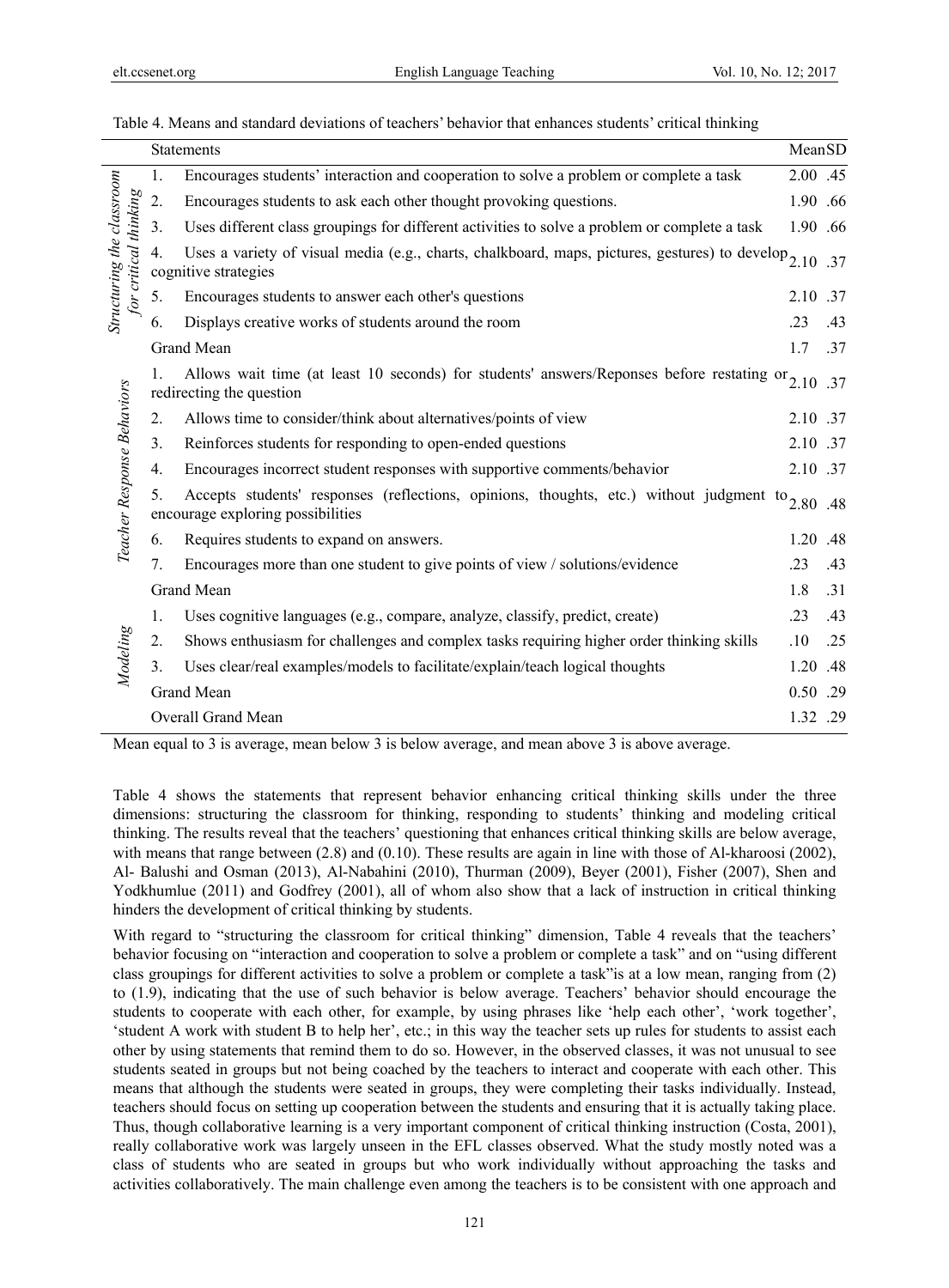Table 4. Means and standard deviations of teachers' behavior that enhances students' critical thinking

| | Statements | Mean | SD |
|---|---|---|---|
| *Structuring the classroom for critical thinking* | 1. Encourages students' interaction and cooperation to solve a problem or complete a task | 2.00 | .45 |
| | 2. Encourages students to ask each other thought provoking questions. | 1.90 | .66 |
| | 3. Uses different class groupings for different activities to solve a problem or complete a task | 1.90 | .66 |
| | 4. Uses a variety of visual media (e.g., charts, chalkboard, maps, pictures, gestures) to develop cognitive strategies | 2.10 | .37 |
| | 5. Encourages students to answer each other's questions | 2.10 | .37 |
| | 6. Displays creative works of students around the room | .23 | .43 |
| | Grand Mean | 1.7 | .37 |
| *Teacher Response Behaviors* | 1. Allows wait time (at least 10 seconds) for students' answers/Reponses before restating or redirecting the question | 2.10 | .37 |
| | 2. Allows time to consider/think about alternatives/points of view | 2.10 | .37 |
| | 3. Reinforces students for responding to open-ended questions | 2.10 | .37 |
| | 4. Encourages incorrect student responses with supportive comments/behavior | 2.10 | .37 |
| | 5. Accepts students' responses (reflections, opinions, thoughts, etc.) without judgment to encourage exploring possibilities | 2.80 | .48 |
| | 6. Requires students to expand on answers. | 1.20 | .48 |
| | 7. Encourages more than one student to give points of view / solutions/evidence | .23 | .43 |
| | Grand Mean | 1.8 | .31 |
| *Modeling* | 1. Uses cognitive languages (e.g., compare, analyze, classify, predict, create) | .23 | .43 |
| | 2. Shows enthusiasm for challenges and complex tasks requiring higher order thinking skills | .10 | .25 |
| | 3. Uses clear/real examples/models to facilitate/explain/teach logical thoughts | 1.20 | .48 |
| | Grand Mean | 0.50 | .29 |
| | Overall Grand Mean | 1.32 | .29 |

Mean equal to 3 is average, mean below 3 is below average, and mean above 3 is above average.

Table 4 shows the statements that represent behavior enhancing critical thinking skills under the three dimensions: structuring the classroom for thinking, responding to students' thinking and modeling critical thinking. The results reveal that the teachers' questioning that enhances critical thinking skills are below average, with means that range between (2.8) and (0.10). These results are again in line with those of Al-kharoosi (2002), Al- Balushi and Osman (2013), Al-Nabahini (2010), Thurman (2009), Beyer (2001), Fisher (2007), Shen and Yodkhumlue (2011) and Godfrey (2001), all of whom also show that a lack of instruction in critical thinking hinders the development of critical thinking by students.

With regard to "structuring the classroom for critical thinking" dimension, Table 4 reveals that the teachers' behavior focusing on "interaction and cooperation to solve a problem or complete a task" and on "using different class groupings for different activities to solve a problem or complete a task"is at a low mean, ranging from (2) to (1.9), indicating that the use of such behavior is below average. Teachers' behavior should encourage the students to cooperate with each other, for example, by using phrases like 'help each other', 'work together', 'student A work with student B to help her', etc.; in this way the teacher sets up rules for students to assist each other by using statements that remind them to do so. However, in the observed classes, it was not unusual to see students seated in groups but not being coached by the teachers to interact and cooperate with each other. This means that although the students were seated in groups, they were completing their tasks individually. Instead, teachers should focus on setting up cooperation between the students and ensuring that it is actually taking place. Thus, though collaborative learning is a very important component of critical thinking instruction (Costa, 2001), really collaborative work was largely unseen in the EFL classes observed. What the study mostly noted was a class of students who are seated in groups but who work individually without approaching the tasks and activities collaboratively. The main challenge even among the teachers is to be consistent with one approach and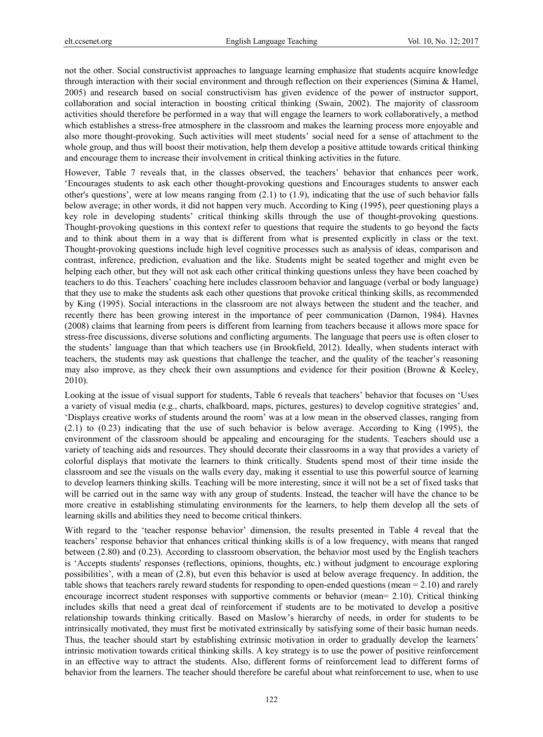not the other. Social constructivist approaches to language learning emphasize that students acquire knowledge through interaction with their social environment and through reflection on their experiences (Simina & Hamel, 2005) and research based on social constructivism has given evidence of the power of instructor support, collaboration and social interaction in boosting critical thinking (Swain, 2002). The majority of classroom activities should therefore be performed in a way that will engage the learners to work collaboratively, a method which establishes a stress-free atmosphere in the classroom and makes the learning process more enjoyable and also more thought-provoking. Such activities will meet students' social need for a sense of attachment to the whole group, and thus will boost their motivation, help them develop a positive attitude towards critical thinking and encourage them to increase their involvement in critical thinking activities in the future.

However, Table 7 reveals that, in the classes observed, the teachers' behavior that enhances peer work, 'Encourages students to ask each other thought-provoking questions and Encourages students to answer each other's questions', were at low means ranging from (2.1) to (1.9), indicating that the use of such behavior falls below average; in other words, it did not happen very much. According to King (1995), peer questioning plays a key role in developing students' critical thinking skills through the use of thought-provoking questions. Thought-provoking questions in this context refer to questions that require the students to go beyond the facts and to think about them in a way that is different from what is presented explicitly in class or the text. Thought-provoking questions include high level cognitive processes such as analysis of ideas, comparison and contrast, inference, prediction, evaluation and the like. Students might be seated together and might even be helping each other, but they will not ask each other critical thinking questions unless they have been coached by teachers to do this. Teachers' coaching here includes classroom behavior and language (verbal or body language) that they use to make the students ask each other questions that provoke critical thinking skills, as recommended by King (1995). Social interactions in the classroom are not always between the student and the teacher, and recently there has been growing interest in the importance of peer communication (Damon, 1984). Havnes (2008) claims that learning from peers is different from learning from teachers because it allows more space for stress-free discussions, diverse solutions and conflicting arguments. The language that peers use is often closer to the students' language than that which teachers use (in Brookfield, 2012). Ideally, when students interact with teachers, the students may ask questions that challenge the teacher, and the quality of the teacher's reasoning may also improve, as they check their own assumptions and evidence for their position (Browne & Keeley, 2010).

Looking at the issue of visual support for students, Table 6 reveals that teachers' behavior that focuses on 'Uses a variety of visual media (e.g., charts, chalkboard, maps, pictures, gestures) to develop cognitive strategies' and, 'Displays creative works of students around the room' was at a low mean in the observed classes, ranging from (2.1) to (0.23) indicating that the use of such behavior is below average. According to King (1995), the environment of the classroom should be appealing and encouraging for the students. Teachers should use a variety of teaching aids and resources. They should decorate their classrooms in a way that provides a variety of colorful displays that motivate the learners to think critically. Students spend most of their time inside the classroom and see the visuals on the walls every day, making it essential to use this powerful source of learning to develop learners thinking skills. Teaching will be more interesting, since it will not be a set of fixed tasks that will be carried out in the same way with any group of students. Instead, the teacher will have the chance to be more creative in establishing stimulating environments for the learners, to help them develop all the sets of learning skills and abilities they need to become critical thinkers.

With regard to the 'teacher response behavior' dimension, the results presented in Table 4 reveal that the teachers' response behavior that enhances critical thinking skills is of a low frequency, with means that ranged between (2.80) and (0.23). According to classroom observation, the behavior most used by the English teachers is 'Accepts students' responses (reflections, opinions, thoughts, etc.) without judgment to encourage exploring possibilities', with a mean of (2.8), but even this behavior is used at below average frequency. In addition, the table shows that teachers rarely reward students for responding to open-ended questions (mean = 2.10) and rarely encourage incorrect student responses with supportive comments or behavior (mean= 2.10). Critical thinking includes skills that need a great deal of reinforcement if students are to be motivated to develop a positive relationship towards thinking critically. Based on Maslow's hierarchy of needs, in order for students to be intrinsically motivated, they must first be motivated extrinsically by satisfying some of their basic human needs. Thus, the teacher should start by establishing extrinsic motivation in order to gradually develop the learners' intrinsic motivation towards critical thinking skills. A key strategy is to use the power of positive reinforcement in an effective way to attract the students. Also, different forms of reinforcement lead to different forms of behavior from the learners. The teacher should therefore be careful about what reinforcement to use, when to use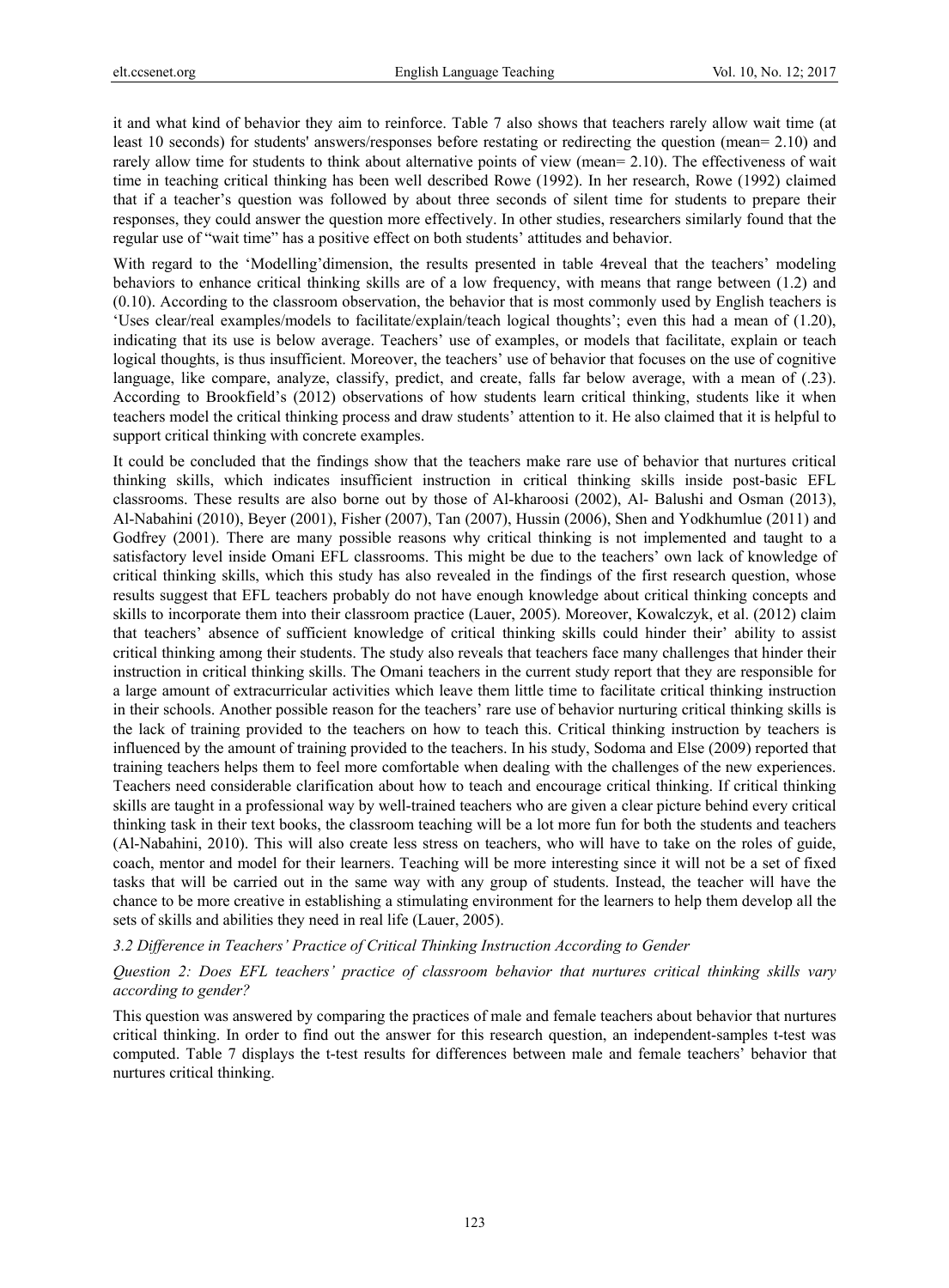it and what kind of behavior they aim to reinforce. Table 7 also shows that teachers rarely allow wait time (at least 10 seconds) for students' answers/responses before restating or redirecting the question (mean= 2.10) and rarely allow time for students to think about alternative points of view (mean= 2.10). The effectiveness of wait time in teaching critical thinking has been well described Rowe (1992). In her research, Rowe (1992) claimed that if a teacher's question was followed by about three seconds of silent time for students to prepare their responses, they could answer the question more effectively. In other studies, researchers similarly found that the regular use of "wait time" has a positive effect on both students' attitudes and behavior.

With regard to the 'Modelling'dimension, the results presented in table 4reveal that the teachers' modeling behaviors to enhance critical thinking skills are of a low frequency, with means that range between (1.2) and (0.10). According to the classroom observation, the behavior that is most commonly used by English teachers is 'Uses clear/real examples/models to facilitate/explain/teach logical thoughts'; even this had a mean of (1.20), indicating that its use is below average. Teachers' use of examples, or models that facilitate, explain or teach logical thoughts, is thus insufficient. Moreover, the teachers' use of behavior that focuses on the use of cognitive language, like compare, analyze, classify, predict, and create, falls far below average, with a mean of (.23). According to Brookfield's (2012) observations of how students learn critical thinking, students like it when teachers model the critical thinking process and draw students' attention to it. He also claimed that it is helpful to support critical thinking with concrete examples.

It could be concluded that the findings show that the teachers make rare use of behavior that nurtures critical thinking skills, which indicates insufficient instruction in critical thinking skills inside post-basic EFL classrooms. These results are also borne out by those of Al-kharoosi (2002), Al- Balushi and Osman (2013), Al-Nabahini (2010), Beyer (2001), Fisher (2007), Tan (2007), Hussin (2006), Shen and Yodkhumlue (2011) and Godfrey (2001). There are many possible reasons why critical thinking is not implemented and taught to a satisfactory level inside Omani EFL classrooms. This might be due to the teachers' own lack of knowledge of critical thinking skills, which this study has also revealed in the findings of the first research question, whose results suggest that EFL teachers probably do not have enough knowledge about critical thinking concepts and skills to incorporate them into their classroom practice (Lauer, 2005). Moreover, Kowalczyk, et al. (2012) claim that teachers' absence of sufficient knowledge of critical thinking skills could hinder their' ability to assist critical thinking among their students. The study also reveals that teachers face many challenges that hinder their instruction in critical thinking skills. The Omani teachers in the current study report that they are responsible for a large amount of extracurricular activities which leave them little time to facilitate critical thinking instruction in their schools. Another possible reason for the teachers' rare use of behavior nurturing critical thinking skills is the lack of training provided to the teachers on how to teach this. Critical thinking instruction by teachers is influenced by the amount of training provided to the teachers. In his study, Sodoma and Else (2009) reported that training teachers helps them to feel more comfortable when dealing with the challenges of the new experiences. Teachers need considerable clarification about how to teach and encourage critical thinking. If critical thinking skills are taught in a professional way by well-trained teachers who are given a clear picture behind every critical thinking task in their text books, the classroom teaching will be a lot more fun for both the students and teachers (Al-Nabahini, 2010). This will also create less stress on teachers, who will have to take on the roles of guide, coach, mentor and model for their learners. Teaching will be more interesting since it will not be a set of fixed tasks that will be carried out in the same way with any group of students. Instead, the teacher will have the chance to be more creative in establishing a stimulating environment for the learners to help them develop all the sets of skills and abilities they need in real life (Lauer, 2005).

### *3.2 Difference in Teachers' Practice of Critical Thinking Instruction According to Gender*

*Question 2: Does EFL teachers' practice of classroom behavior that nurtures critical thinking skills vary according to gender?*

This question was answered by comparing the practices of male and female teachers about behavior that nurtures critical thinking. In order to find out the answer for this research question, an independent-samples t-test was computed. Table 7 displays the t-test results for differences between male and female teachers' behavior that nurtures critical thinking.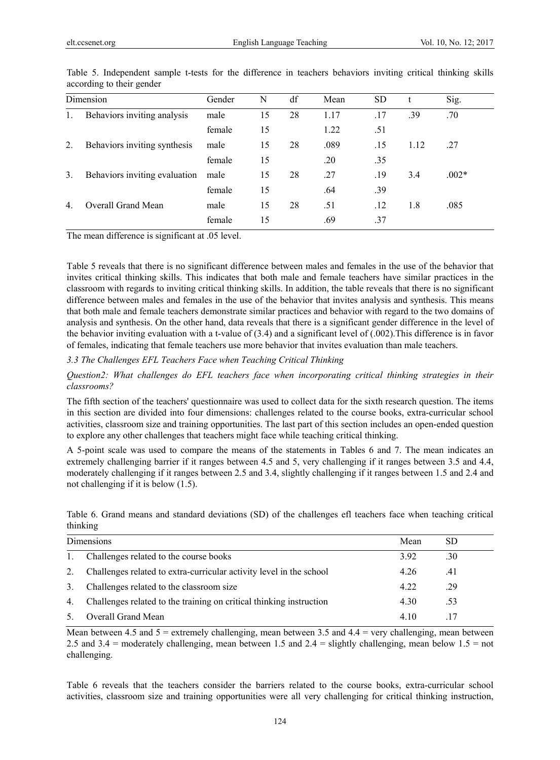Table 5. Independent sample t-tests for the difference in teachers behaviors inviting critical thinking skills according to their gender

| Dimension | Gender | N | df | Mean | SD | t | Sig. |
|---|---|---|---|---|---|---|---|
| 1. Behaviors inviting analysis | male | 15 | 28 | 1.17 | .17 | .39 | .70 |
| | female | 15 | | 1.22 | .51 | | |
| 2. Behaviors inviting synthesis | male | 15 | 28 | .089 | .15 | 1.12 | .27 |
| | female | 15 | | .20 | .35 | | |
| 3. Behaviors inviting evaluation | male | 15 | 28 | .27 | .19 | 3.4 | .002* |
| | female | 15 | | .64 | .39 | | |
| 4. Overall Grand Mean | male | 15 | 28 | .51 | .12 | 1.8 | .085 |
| | female | 15 | | .69 | .37 | | |

The mean difference is significant at .05 level.

Table 5 reveals that there is no significant difference between males and females in the use of the behavior that invites critical thinking skills. This indicates that both male and female teachers have similar practices in the classroom with regards to inviting critical thinking skills. In addition, the table reveals that there is no significant difference between males and females in the use of the behavior that invites analysis and synthesis. This means that both male and female teachers demonstrate similar practices and behavior with regard to the two domains of analysis and synthesis. On the other hand, data reveals that there is a significant gender difference in the level of the behavior inviting evaluation with a t-value of (3.4) and a significant level of (.002).This difference is in favor of females, indicating that female teachers use more behavior that invites evaluation than male teachers.

### *3.3 The Challenges EFL Teachers Face when Teaching Critical Thinking*

*Question2: What challenges do EFL teachers face when incorporating critical thinking strategies in their classrooms?*

The fifth section of the teachers' questionnaire was used to collect data for the sixth research question. The items in this section are divided into four dimensions: challenges related to the course books, extra-curricular school activities, classroom size and training opportunities. The last part of this section includes an open-ended question to explore any other challenges that teachers might face while teaching critical thinking.

A 5-point scale was used to compare the means of the statements in Tables 6 and 7. The mean indicates an extremely challenging barrier if it ranges between 4.5 and 5, very challenging if it ranges between 3.5 and 4.4, moderately challenging if it ranges between 2.5 and 3.4, slightly challenging if it ranges between 1.5 and 2.4 and not challenging if it is below (1.5).

Table 6. Grand means and standard deviations (SD) of the challenges efl teachers face when teaching critical thinking

| Dimensions | Mean | SD |
|---|---|---|
| 1. Challenges related to the course books | 3.92 | .30 |
| 2. Challenges related to extra-curricular activity level in the school | 4.26 | .41 |
| 3. Challenges related to the classroom size | 4.22 | .29 |
| 4. Challenges related to the training on critical thinking instruction | 4.30 | .53 |
| 5. Overall Grand Mean | 4.10 | .17 |

Mean between 4.5 and 5 = extremely challenging, mean between 3.5 and 4.4 = very challenging, mean between 2.5 and 3.4 = moderately challenging, mean between 1.5 and 2.4 = slightly challenging, mean below 1.5 = not challenging.

Table 6 reveals that the teachers consider the barriers related to the course books, extra-curricular school activities, classroom size and training opportunities were all very challenging for critical thinking instruction,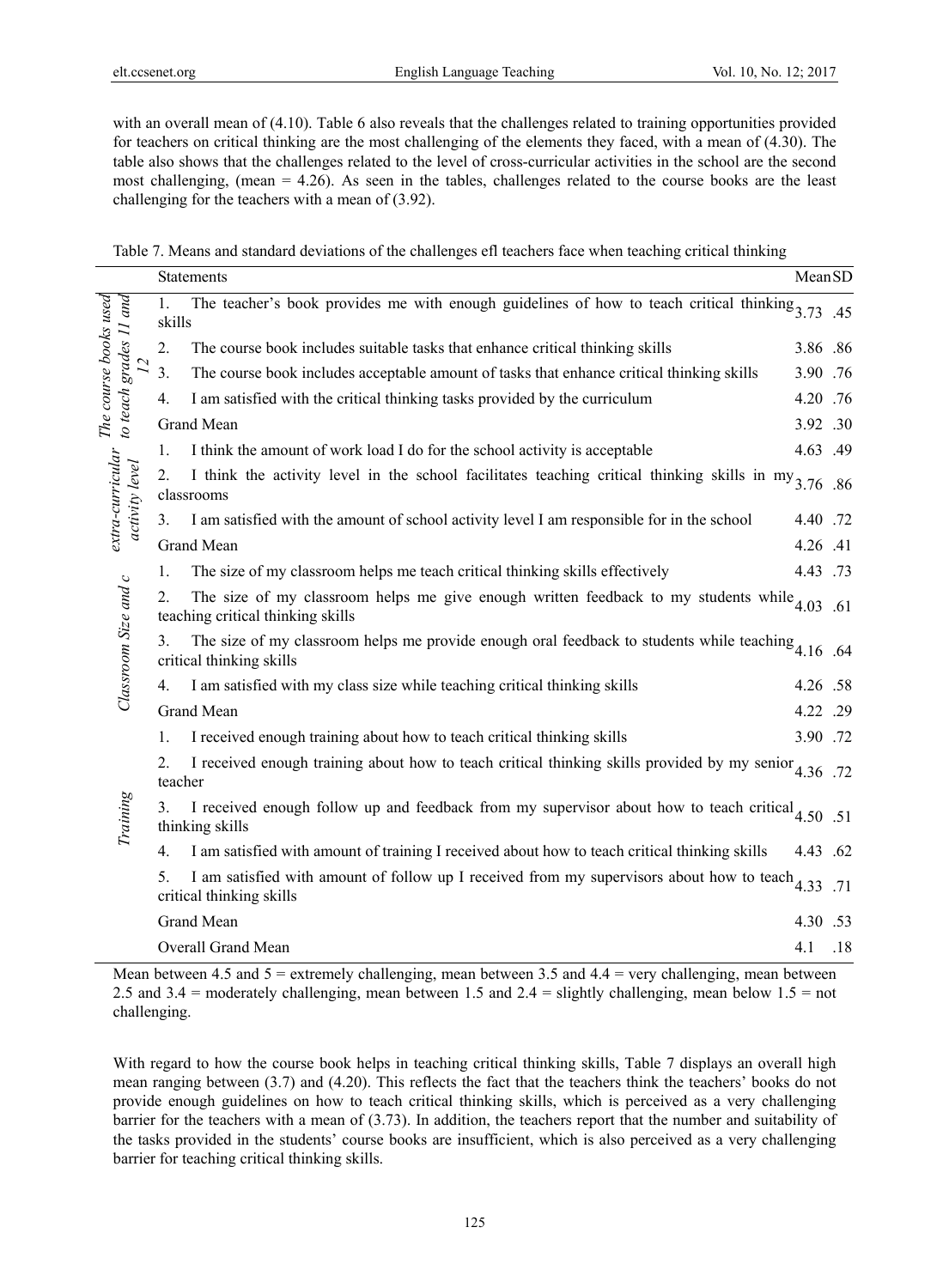with an overall mean of (4.10). Table 6 also reveals that the challenges related to training opportunities provided for teachers on critical thinking are the most challenging of the elements they faced, with a mean of (4.30). The table also shows that the challenges related to the level of cross-curricular activities in the school are the second most challenging, (mean = 4.26). As seen in the tables, challenges related to the course books are the least challenging for the teachers with a mean of (3.92).

Table 7. Means and standard deviations of the challenges efl teachers face when teaching critical thinking

| | Statements | Mean | SD |
|---|---|---|---|
| *The course books used to teach grades 11 and 12* | 1. The teacher's book provides me with enough guidelines of how to teach critical thinking skills | 3.73 | .45 |
| | 2. The course book includes suitable tasks that enhance critical thinking skills | 3.86 | .86 |
| | 3. The course book includes acceptable amount of tasks that enhance critical thinking skills | 3.90 | .76 |
| | 4. I am satisfied with the critical thinking tasks provided by the curriculum | 4.20 | .76 |
| | Grand Mean | 3.92 | .30 |
| *extra-curricular activity level* | 1. I think the amount of work load I do for the school activity is acceptable | 4.63 | .49 |
| | 2. I think the activity level in the school facilitates teaching critical thinking skills in my classrooms | 3.76 | .86 |
| | 3. I am satisfied with the amount of school activity level I am responsible for in the school | 4.40 | .72 |
| | Grand Mean | 4.26 | .41 |
| *Classroom Size and c* | 1. The size of my classroom helps me teach critical thinking skills effectively | 4.43 | .73 |
| | 2. The size of my classroom helps me give enough written feedback to my students while teaching critical thinking skills | 4.03 | .61 |
| | 3. The size of my classroom helps me provide enough oral feedback to students while teaching critical thinking skills | 4.16 | .64 |
| | 4. I am satisfied with my class size while teaching critical thinking skills | 4.26 | .58 |
| | Grand Mean | 4.22 | .29 |
| *Training* | 1. I received enough training about how to teach critical thinking skills | 3.90 | .72 |
| | 2. I received enough training about how to teach critical thinking skills provided by my senior teacher | 4.36 | .72 |
| | 3. I received enough follow up and feedback from my supervisor about how to teach critical thinking skills | 4.50 | .51 |
| | 4. I am satisfied with amount of training I received about how to teach critical thinking skills | 4.43 | .62 |
| | 5. I am satisfied with amount of follow up I received from my supervisors about how to teach critical thinking skills | 4.33 | .71 |
| | Grand Mean | 4.30 | .53 |
| | Overall Grand Mean | 4.1 | .18 |

Mean between 4.5 and 5 = extremely challenging, mean between 3.5 and 4.4 = very challenging, mean between 2.5 and 3.4 = moderately challenging, mean between 1.5 and 2.4 = slightly challenging, mean below 1.5 = not challenging.

With regard to how the course book helps in teaching critical thinking skills, Table 7 displays an overall high mean ranging between (3.7) and (4.20). This reflects the fact that the teachers think the teachers' books do not provide enough guidelines on how to teach critical thinking skills, which is perceived as a very challenging barrier for the teachers with a mean of (3.73). In addition, the teachers report that the number and suitability of the tasks provided in the students' course books are insufficient, which is also perceived as a very challenging barrier for teaching critical thinking skills.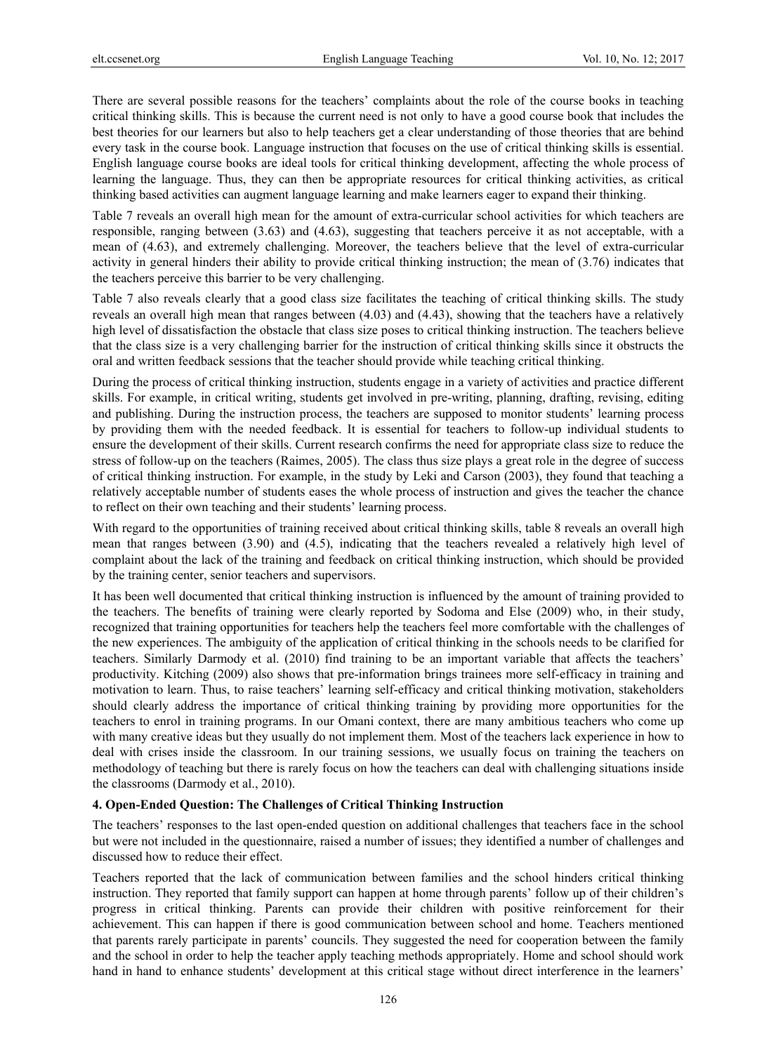There are several possible reasons for the teachers' complaints about the role of the course books in teaching critical thinking skills. This is because the current need is not only to have a good course book that includes the best theories for our learners but also to help teachers get a clear understanding of those theories that are behind every task in the course book. Language instruction that focuses on the use of critical thinking skills is essential. English language course books are ideal tools for critical thinking development, affecting the whole process of learning the language. Thus, they can then be appropriate resources for critical thinking activities, as critical thinking based activities can augment language learning and make learners eager to expand their thinking.

Table 7 reveals an overall high mean for the amount of extra-curricular school activities for which teachers are responsible, ranging between (3.63) and (4.63), suggesting that teachers perceive it as not acceptable, with a mean of (4.63), and extremely challenging. Moreover, the teachers believe that the level of extra-curricular activity in general hinders their ability to provide critical thinking instruction; the mean of (3.76) indicates that the teachers perceive this barrier to be very challenging.

Table 7 also reveals clearly that a good class size facilitates the teaching of critical thinking skills. The study reveals an overall high mean that ranges between (4.03) and (4.43), showing that the teachers have a relatively high level of dissatisfaction the obstacle that class size poses to critical thinking instruction. The teachers believe that the class size is a very challenging barrier for the instruction of critical thinking skills since it obstructs the oral and written feedback sessions that the teacher should provide while teaching critical thinking.

During the process of critical thinking instruction, students engage in a variety of activities and practice different skills. For example, in critical writing, students get involved in pre-writing, planning, drafting, revising, editing and publishing. During the instruction process, the teachers are supposed to monitor students' learning process by providing them with the needed feedback. It is essential for teachers to follow-up individual students to ensure the development of their skills. Current research confirms the need for appropriate class size to reduce the stress of follow-up on the teachers (Raimes, 2005). The class thus size plays a great role in the degree of success of critical thinking instruction. For example, in the study by Leki and Carson (2003), they found that teaching a relatively acceptable number of students eases the whole process of instruction and gives the teacher the chance to reflect on their own teaching and their students' learning process.

With regard to the opportunities of training received about critical thinking skills, table 8 reveals an overall high mean that ranges between (3.90) and (4.5), indicating that the teachers revealed a relatively high level of complaint about the lack of the training and feedback on critical thinking instruction, which should be provided by the training center, senior teachers and supervisors.

It has been well documented that critical thinking instruction is influenced by the amount of training provided to the teachers. The benefits of training were clearly reported by Sodoma and Else (2009) who, in their study, recognized that training opportunities for teachers help the teachers feel more comfortable with the challenges of the new experiences. The ambiguity of the application of critical thinking in the schools needs to be clarified for teachers. Similarly Darmody et al. (2010) find training to be an important variable that affects the teachers' productivity. Kitching (2009) also shows that pre-information brings trainees more self-efficacy in training and motivation to learn. Thus, to raise teachers' learning self-efficacy and critical thinking motivation, stakeholders should clearly address the importance of critical thinking training by providing more opportunities for the teachers to enrol in training programs. In our Omani context, there are many ambitious teachers who come up with many creative ideas but they usually do not implement them. Most of the teachers lack experience in how to deal with crises inside the classroom. In our training sessions, we usually focus on training the teachers on methodology of teaching but there is rarely focus on how the teachers can deal with challenging situations inside the classrooms (Darmody et al., 2010).

### 4. Open-Ended Question: The Challenges of Critical Thinking Instruction

The teachers' responses to the last open-ended question on additional challenges that teachers face in the school but were not included in the questionnaire, raised a number of issues; they identified a number of challenges and discussed how to reduce their effect.

Teachers reported that the lack of communication between families and the school hinders critical thinking instruction. They reported that family support can happen at home through parents' follow up of their children's progress in critical thinking. Parents can provide their children with positive reinforcement for their achievement. This can happen if there is good communication between school and home. Teachers mentioned that parents rarely participate in parents' councils. They suggested the need for cooperation between the family and the school in order to help the teacher apply teaching methods appropriately. Home and school should work hand in hand to enhance students' development at this critical stage without direct interference in the learners'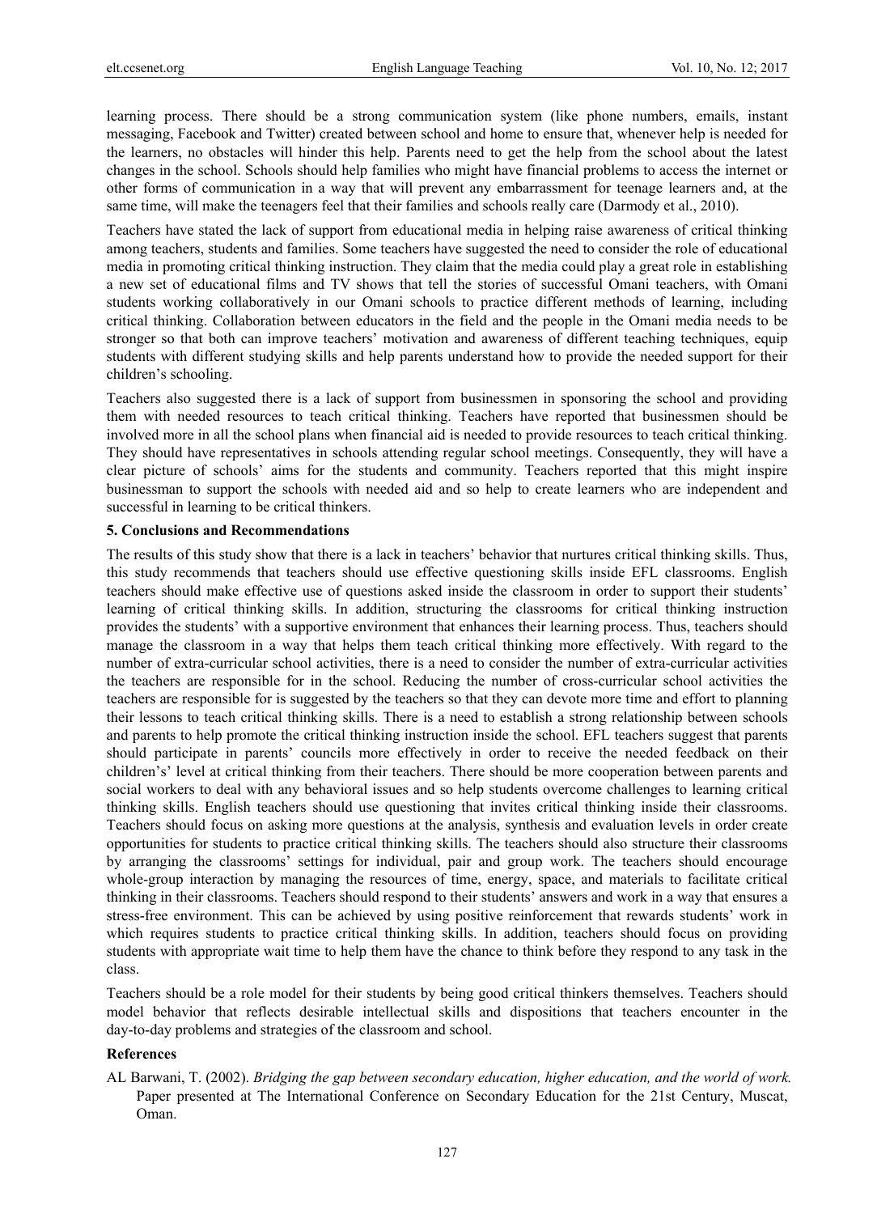learning process. There should be a strong communication system (like phone numbers, emails, instant messaging, Facebook and Twitter) created between school and home to ensure that, whenever help is needed for the learners, no obstacles will hinder this help. Parents need to get the help from the school about the latest changes in the school. Schools should help families who might have financial problems to access the internet or other forms of communication in a way that will prevent any embarrassment for teenage learners and, at the same time, will make the teenagers feel that their families and schools really care (Darmody et al., 2010).

Teachers have stated the lack of support from educational media in helping raise awareness of critical thinking among teachers, students and families. Some teachers have suggested the need to consider the role of educational media in promoting critical thinking instruction. They claim that the media could play a great role in establishing a new set of educational films and TV shows that tell the stories of successful Omani teachers, with Omani students working collaboratively in our Omani schools to practice different methods of learning, including critical thinking. Collaboration between educators in the field and the people in the Omani media needs to be stronger so that both can improve teachers' motivation and awareness of different teaching techniques, equip students with different studying skills and help parents understand how to provide the needed support for their children's schooling.

Teachers also suggested there is a lack of support from businessmen in sponsoring the school and providing them with needed resources to teach critical thinking. Teachers have reported that businessmen should be involved more in all the school plans when financial aid is needed to provide resources to teach critical thinking. They should have representatives in schools attending regular school meetings. Consequently, they will have a clear picture of schools' aims for the students and community. Teachers reported that this might inspire businessman to support the schools with needed aid and so help to create learners who are independent and successful in learning to be critical thinkers.

## 5. Conclusions and Recommendations

The results of this study show that there is a lack in teachers' behavior that nurtures critical thinking skills. Thus, this study recommends that teachers should use effective questioning skills inside EFL classrooms. English teachers should make effective use of questions asked inside the classroom in order to support their students' learning of critical thinking skills. In addition, structuring the classrooms for critical thinking instruction provides the students' with a supportive environment that enhances their learning process. Thus, teachers should manage the classroom in a way that helps them teach critical thinking more effectively. With regard to the number of extra-curricular school activities, there is a need to consider the number of extra-curricular activities the teachers are responsible for in the school. Reducing the number of cross-curricular school activities the teachers are responsible for is suggested by the teachers so that they can devote more time and effort to planning their lessons to teach critical thinking skills. There is a need to establish a strong relationship between schools and parents to help promote the critical thinking instruction inside the school. EFL teachers suggest that parents should participate in parents' councils more effectively in order to receive the needed feedback on their children's' level at critical thinking from their teachers. There should be more cooperation between parents and social workers to deal with any behavioral issues and so help students overcome challenges to learning critical thinking skills. English teachers should use questioning that invites critical thinking inside their classrooms. Teachers should focus on asking more questions at the analysis, synthesis and evaluation levels in order create opportunities for students to practice critical thinking skills. The teachers should also structure their classrooms by arranging the classrooms' settings for individual, pair and group work. The teachers should encourage whole-group interaction by managing the resources of time, energy, space, and materials to facilitate critical thinking in their classrooms. Teachers should respond to their students' answers and work in a way that ensures a stress-free environment. This can be achieved by using positive reinforcement that rewards students' work in which requires students to practice critical thinking skills. In addition, teachers should focus on providing students with appropriate wait time to help them have the chance to think before they respond to any task in the class.

Teachers should be a role model for their students by being good critical thinkers themselves. Teachers should model behavior that reflects desirable intellectual skills and dispositions that teachers encounter in the day-to-day problems and strategies of the classroom and school.

## References

AL Barwani, T. (2002). *Bridging the gap between secondary education, higher education, and the world of work.* Paper presented at The International Conference on Secondary Education for the 21st Century, Muscat, Oman.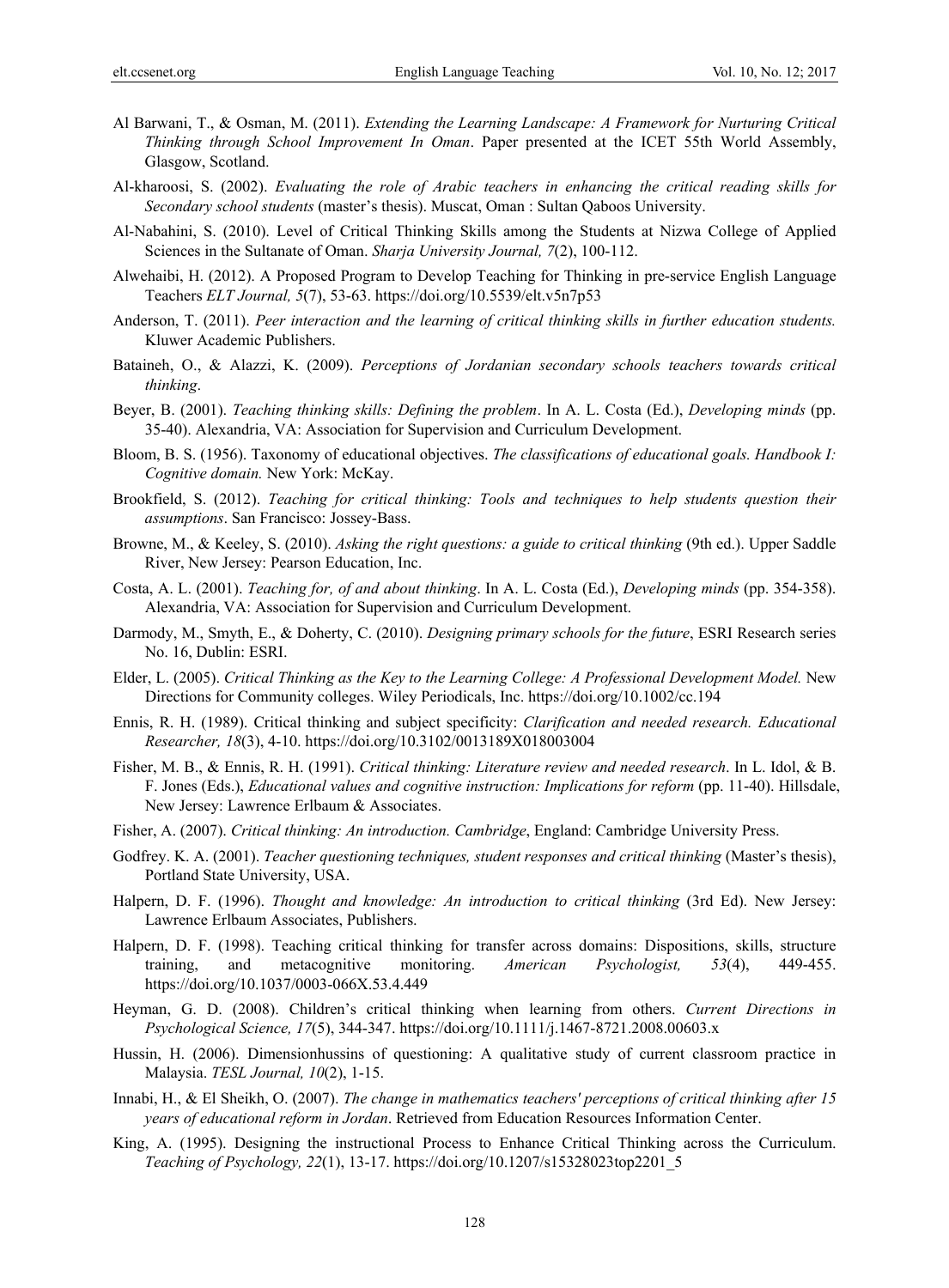Al Barwani, T., & Osman, M. (2011). *Extending the Learning Landscape: A Framework for Nurturing Critical Thinking through School Improvement In Oman*. Paper presented at the ICET 55th World Assembly, Glasgow, Scotland.

Al-kharoosi, S. (2002). *Evaluating the role of Arabic teachers in enhancing the critical reading skills for Secondary school students* (master's thesis). Muscat, Oman : Sultan Qaboos University.

Al-Nabahini, S. (2010). Level of Critical Thinking Skills among the Students at Nizwa College of Applied Sciences in the Sultanate of Oman. *Sharja University Journal, 7*(2), 100-112.

Alwehaibi, H. (2012). A Proposed Program to Develop Teaching for Thinking in pre-service English Language Teachers *ELT Journal, 5*(7), 53-63. https://doi.org/10.5539/elt.v5n7p53

Anderson, T. (2011). *Peer interaction and the learning of critical thinking skills in further education students.* Kluwer Academic Publishers.

Bataineh, O., & Alazzi, K. (2009). *Perceptions of Jordanian secondary schools teachers towards critical thinking*.

Beyer, B. (2001). *Teaching thinking skills: Defining the problem*. In A. L. Costa (Ed.), *Developing minds* (pp. 35-40). Alexandria, VA: Association for Supervision and Curriculum Development.

Bloom, B. S. (1956). Taxonomy of educational objectives. *The classifications of educational goals. Handbook I: Cognitive domain.* New York: McKay.

Brookfield, S. (2012). *Teaching for critical thinking: Tools and techniques to help students question their assumptions*. San Francisco: Jossey-Bass.

Browne, M., & Keeley, S. (2010). *Asking the right questions: a guide to critical thinking* (9th ed.). Upper Saddle River, New Jersey: Pearson Education, Inc.

Costa, A. L. (2001). *Teaching for, of and about thinking*. In A. L. Costa (Ed.), *Developing minds* (pp. 354-358). Alexandria, VA: Association for Supervision and Curriculum Development.

Darmody, M., Smyth, E., & Doherty, C. (2010). *Designing primary schools for the future*, ESRI Research series No. 16, Dublin: ESRI.

Elder, L. (2005). *Critical Thinking as the Key to the Learning College: A Professional Development Model.* New Directions for Community colleges. Wiley Periodicals, Inc. https://doi.org/10.1002/cc.194

Ennis, R. H. (1989). Critical thinking and subject specificity: *Clarification and needed research. Educational Researcher, 18*(3), 4-10. https://doi.org/10.3102/0013189X018003004

Fisher, M. B., & Ennis, R. H. (1991). *Critical thinking: Literature review and needed research*. In L. Idol, & B. F. Jones (Eds.), *Educational values and cognitive instruction: Implications for reform* (pp. 11-40). Hillsdale, New Jersey: Lawrence Erlbaum & Associates.

Fisher, A. (2007). *Critical thinking: An introduction. Cambridge*, England: Cambridge University Press.

Godfrey. K. A. (2001). *Teacher questioning techniques, student responses and critical thinking* (Master's thesis), Portland State University, USA.

Halpern, D. F. (1996). *Thought and knowledge: An introduction to critical thinking* (3rd Ed). New Jersey: Lawrence Erlbaum Associates, Publishers.

Halpern, D. F. (1998). Teaching critical thinking for transfer across domains: Dispositions, skills, structure training, and metacognitive monitoring. *American Psychologist, 53*(4), 449-455. https://doi.org/10.1037/0003-066X.53.4.449

Heyman, G. D. (2008). Children's critical thinking when learning from others. *Current Directions in Psychological Science, 17*(5), 344-347. https://doi.org/10.1111/j.1467-8721.2008.00603.x

Hussin, H. (2006). Dimensionhussins of questioning: A qualitative study of current classroom practice in Malaysia. *TESL Journal, 10*(2), 1-15.

Innabi, H., & El Sheikh, O. (2007). *The change in mathematics teachers' perceptions of critical thinking after 15 years of educational reform in Jordan*. Retrieved from Education Resources Information Center.

King, A. (1995). Designing the instructional Process to Enhance Critical Thinking across the Curriculum. *Teaching of Psychology, 22*(1), 13-17. https://doi.org/10.1207/s15328023top2201_5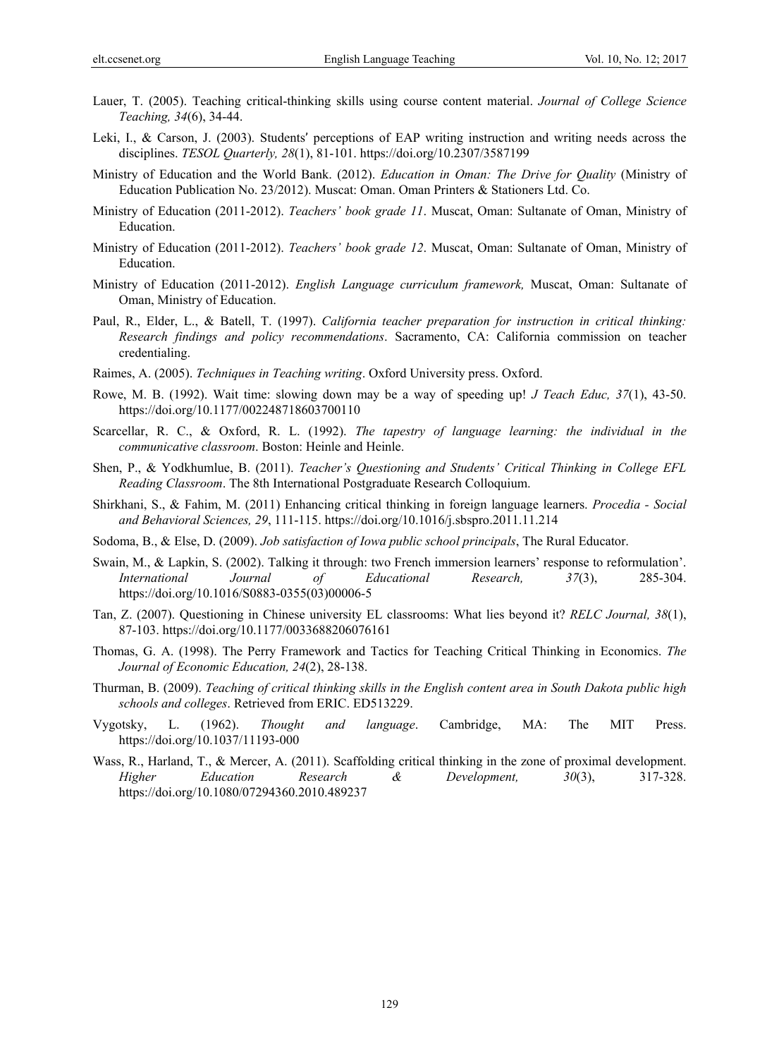Lauer, T. (2005). Teaching critical-thinking skills using course content material. *Journal of College Science Teaching, 34*(6), 34-44.

Leki, I., & Carson, J. (2003). Students' perceptions of EAP writing instruction and writing needs across the disciplines. *TESOL Quarterly, 28*(1), 81-101. https://doi.org/10.2307/3587199

Ministry of Education and the World Bank. (2012). *Education in Oman: The Drive for Quality* (Ministry of Education Publication No. 23/2012). Muscat: Oman. Oman Printers & Stationers Ltd. Co.

Ministry of Education (2011-2012). *Teachers' book grade 11*. Muscat, Oman: Sultanate of Oman, Ministry of Education.

Ministry of Education (2011-2012). *Teachers' book grade 12*. Muscat, Oman: Sultanate of Oman, Ministry of Education.

Ministry of Education (2011-2012). *English Language curriculum framework,* Muscat, Oman: Sultanate of Oman, Ministry of Education.

Paul, R., Elder, L., & Batell, T. (1997). *California teacher preparation for instruction in critical thinking: Research findings and policy recommendations*. Sacramento, CA: California commission on teacher credentialing.

Raimes, A. (2005). *Techniques in Teaching writing*. Oxford University press. Oxford.

Rowe, M. B. (1992). Wait time: slowing down may be a way of speeding up! *J Teach Educ, 37*(1), 43-50. https://doi.org/10.1177/002248718603700110

Scarcellar, R. C., & Oxford, R. L. (1992). *The tapestry of language learning: the individual in the communicative classroom*. Boston: Heinle and Heinle.

Shen, P., & Yodkhumlue, B. (2011). *Teacher's Questioning and Students' Critical Thinking in College EFL Reading Classroom*. The 8th International Postgraduate Research Colloquium.

Shirkhani, S., & Fahim, M. (2011) Enhancing critical thinking in foreign language learners. *Procedia - Social and Behavioral Sciences, 29*, 111-115. https://doi.org/10.1016/j.sbspro.2011.11.214

Sodoma, B., & Else, D. (2009). *Job satisfaction of Iowa public school principals*, The Rural Educator.

Swain, M., & Lapkin, S. (2002). Talking it through: two French immersion learners' response to reformulation'. *International Journal of Educational Research, 37*(3), 285-304. https://doi.org/10.1016/S0883-0355(03)00006-5

Tan, Z. (2007). Questioning in Chinese university EL classrooms: What lies beyond it? *RELC Journal, 38*(1), 87-103. https://doi.org/10.1177/0033688206076161

Thomas, G. A. (1998). The Perry Framework and Tactics for Teaching Critical Thinking in Economics. *The Journal of Economic Education, 24*(2), 28-138.

Thurman, B. (2009). *Teaching of critical thinking skills in the English content area in South Dakota public high schools and colleges*. Retrieved from ERIC. ED513229.

Vygotsky, L. (1962). *Thought and language*. Cambridge, MA: The MIT Press. https://doi.org/10.1037/11193-000

Wass, R., Harland, T., & Mercer, A. (2011). Scaffolding critical thinking in the zone of proximal development. *Higher Education Research & Development, 30*(3), 317-328. https://doi.org/10.1080/07294360.2010.489237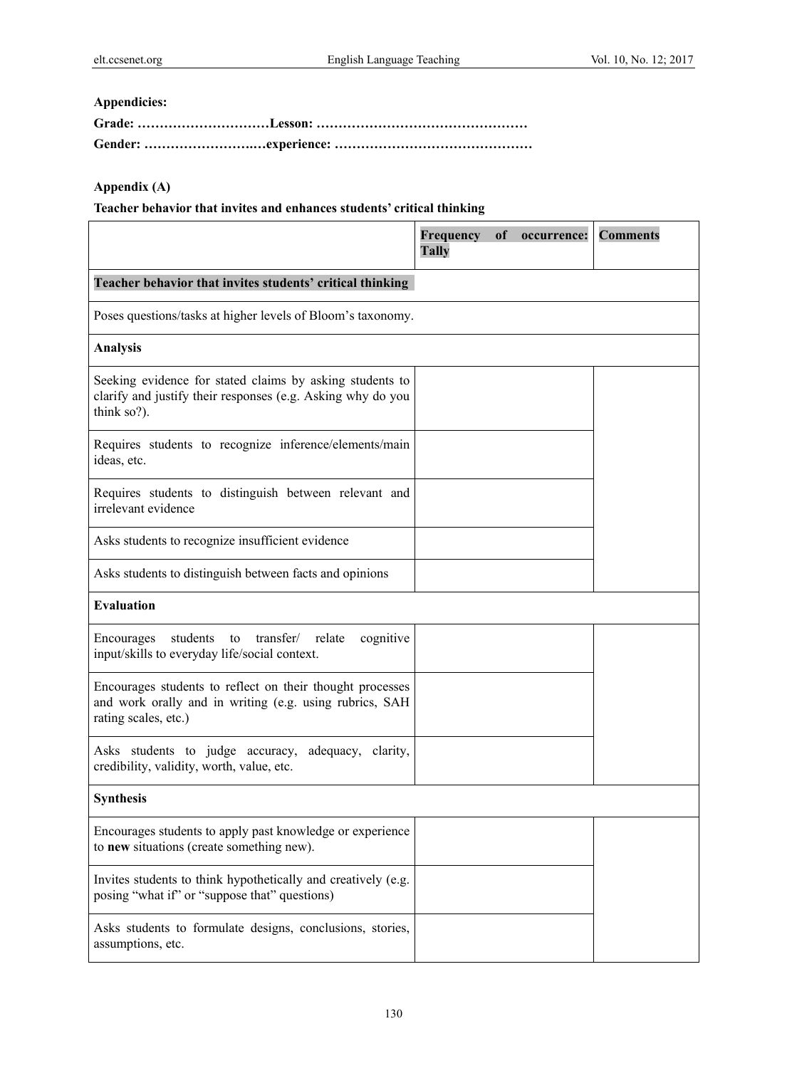**Appendicies:**

**Grade: …………………………Lesson: …………………………………………**

**Gender: ……………………..…experience: ………………………………………**

**Appendix (A)**

**Teacher behavior that invites and enhances students' critical thinking**

| | **Frequency of occurrence: Tally** | **Comments** |
|---|---|---|
| **Teacher behavior that invites students' critical thinking** | | |
| Poses questions/tasks at higher levels of Bloom's taxonomy. | | |
| **Analysis** | | |
| Seeking evidence for stated claims by asking students to clarify and justify their responses (e.g. Asking why do you think so?). | | |
| Requires students to recognize inference/elements/main ideas, etc. | | |
| Requires students to distinguish between relevant and irrelevant evidence | | |
| Asks students to recognize insufficient evidence | | |
| Asks students to distinguish between facts and opinions | | |
| **Evaluation** | | |
| Encourages students to transfer/ relate cognitive input/skills to everyday life/social context. | | |
| Encourages students to reflect on their thought processes and work orally and in writing (e.g. using rubrics, SAH rating scales, etc.) | | |
| Asks students to judge accuracy, adequacy, clarity, credibility, validity, worth, value, etc. | | |
| **Synthesis** | | |
| Encourages students to apply past knowledge or experience to **new** situations (create something new). | | |
| Invites students to think hypothetically and creatively (e.g. posing "what if" or "suppose that" questions) | | |
| Asks students to formulate designs, conclusions, stories, assumptions, etc. | | |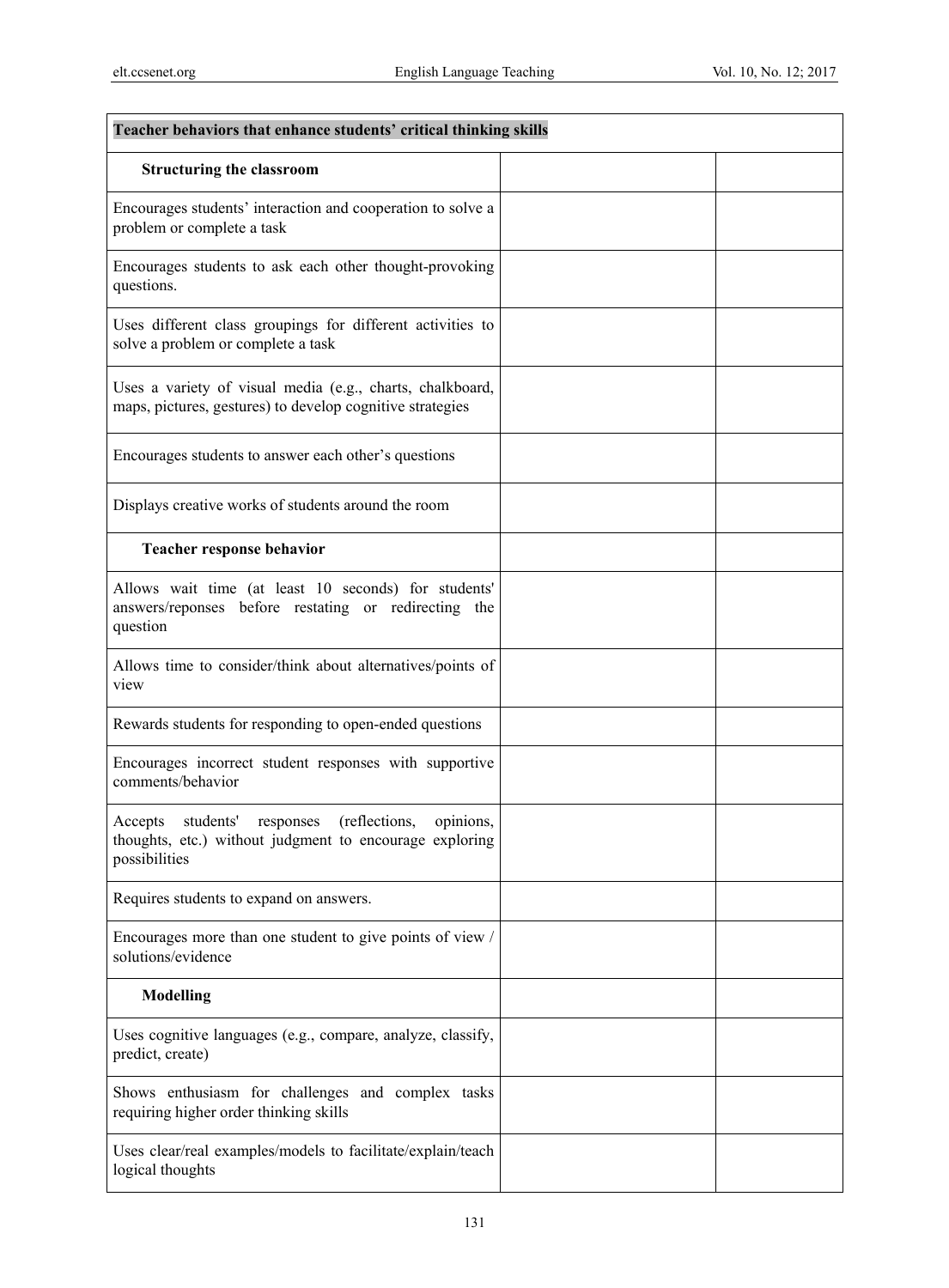| Teacher behaviors that enhance students' critical thinking skills | | |
|---|---|---|
| **Structuring the classroom** | | |
| Encourages students' interaction and cooperation to solve a problem or complete a task | | |
| Encourages students to ask each other thought-provoking questions. | | |
| Uses different class groupings for different activities to solve a problem or complete a task | | |
| Uses a variety of visual media (e.g., charts, chalkboard, maps, pictures, gestures) to develop cognitive strategies | | |
| Encourages students to answer each other's questions | | |
| Displays creative works of students around the room | | |
| **Teacher response behavior** | | |
| Allows wait time (at least 10 seconds) for students' answers/reponses before restating or redirecting the question | | |
| Allows time to consider/think about alternatives/points of view | | |
| Rewards students for responding to open-ended questions | | |
| Encourages incorrect student responses with supportive comments/behavior | | |
| Accepts students' responses (reflections, opinions, thoughts, etc.) without judgment to encourage exploring possibilities | | |
| Requires students to expand on answers. | | |
| Encourages more than one student to give points of view / solutions/evidence | | |
| **Modelling** | | |
| Uses cognitive languages (e.g., compare, analyze, classify, predict, create) | | |
| Shows enthusiasm for challenges and complex tasks requiring higher order thinking skills | | |
| Uses clear/real examples/models to facilitate/explain/teach logical thoughts | | |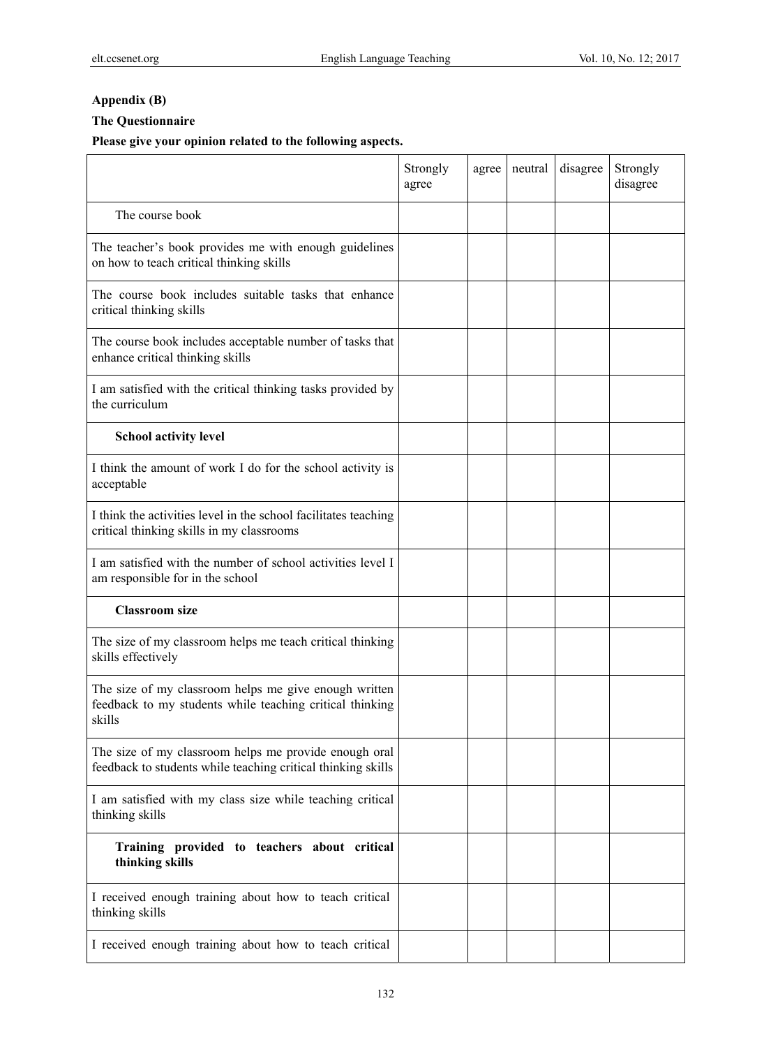**Appendix (B)**

**The Questionnaire**

**Please give your opinion related to the following aspects.**

| | Strongly agree | agree | neutral | disagree | Strongly disagree |
|---|---|---|---|---|---|
| The course book | | | | | |
| The teacher's book provides me with enough guidelines on how to teach critical thinking skills | | | | | |
| The course book includes suitable tasks that enhance critical thinking skills | | | | | |
| The course book includes acceptable number of tasks that enhance critical thinking skills | | | | | |
| I am satisfied with the critical thinking tasks provided by the curriculum | | | | | |
| **School activity level** | | | | | |
| I think the amount of work I do for the school activity is acceptable | | | | | |
| I think the activities level in the school facilitates teaching critical thinking skills in my classrooms | | | | | |
| I am satisfied with the number of school activities level I am responsible for in the school | | | | | |
| **Classroom size** | | | | | |
| The size of my classroom helps me teach critical thinking skills effectively | | | | | |
| The size of my classroom helps me give enough written feedback to my students while teaching critical thinking skills | | | | | |
| The size of my classroom helps me provide enough oral feedback to students while teaching critical thinking skills | | | | | |
| I am satisfied with my class size while teaching critical thinking skills | | | | | |
| **Training provided to teachers about critical thinking skills** | | | | | |
| I received enough training about how to teach critical thinking skills | | | | | |
| I received enough training about how to teach critical | | | | | |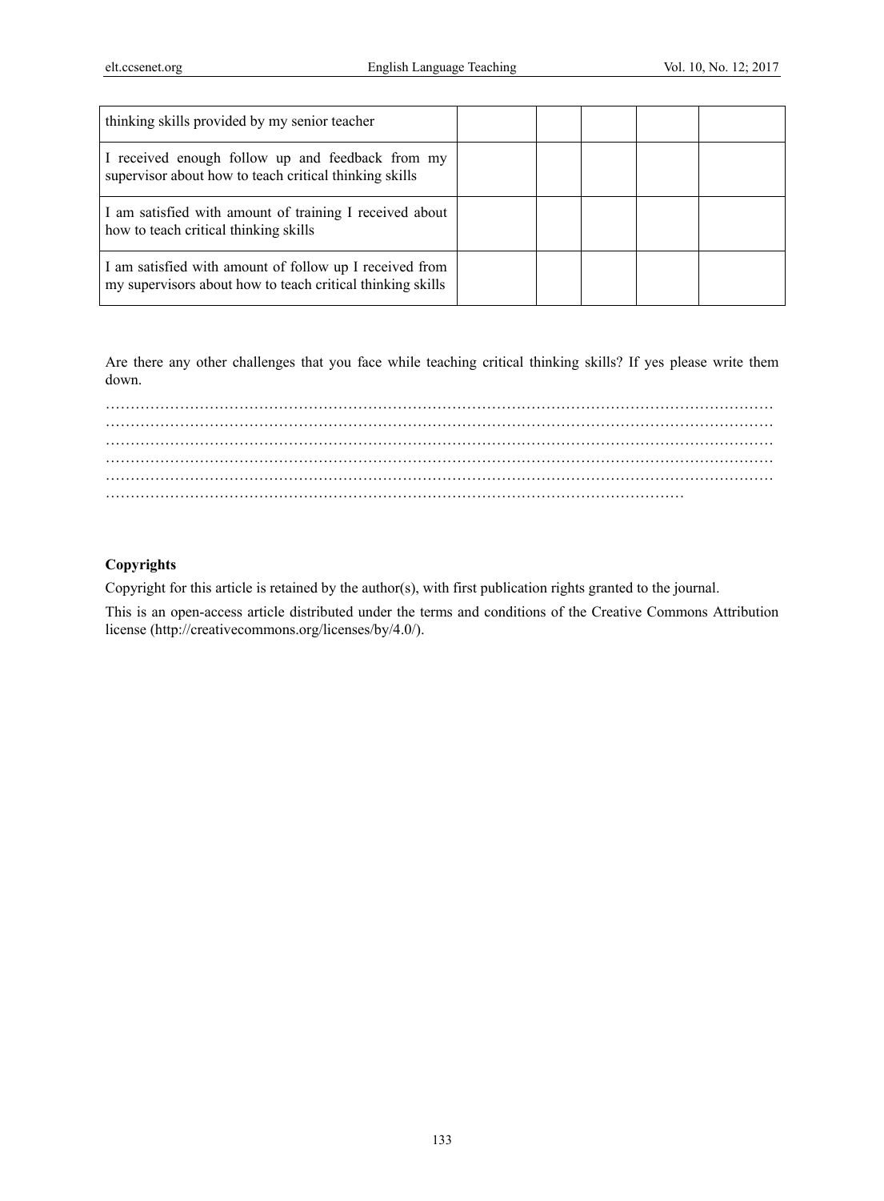| | | | | | |
|---|---|---|---|---|---|
| thinking skills provided by my senior teacher | | | | | |
| I received enough follow up and feedback from my supervisor about how to teach critical thinking skills | | | | | |
| I am satisfied with amount of training I received about how to teach critical thinking skills | | | | | |
| I am satisfied with amount of follow up I received from my supervisors about how to teach critical thinking skills | | | | | |

Are there any other challenges that you face while teaching critical thinking skills? If yes please write them down.

………………………………………………………………………………………………………………………
………………………………………………………………………………………………………………………
………………………………………………………………………………………………………………………
………………………………………………………………………………………………………………………
………………………………………………………………………………………………………………………
………………………………………………………………………………………………………

**Copyrights**

Copyright for this article is retained by the author(s), with first publication rights granted to the journal.

This is an open-access article distributed under the terms and conditions of the Creative Commons Attribution license (http://creativecommons.org/licenses/by/4.0/).